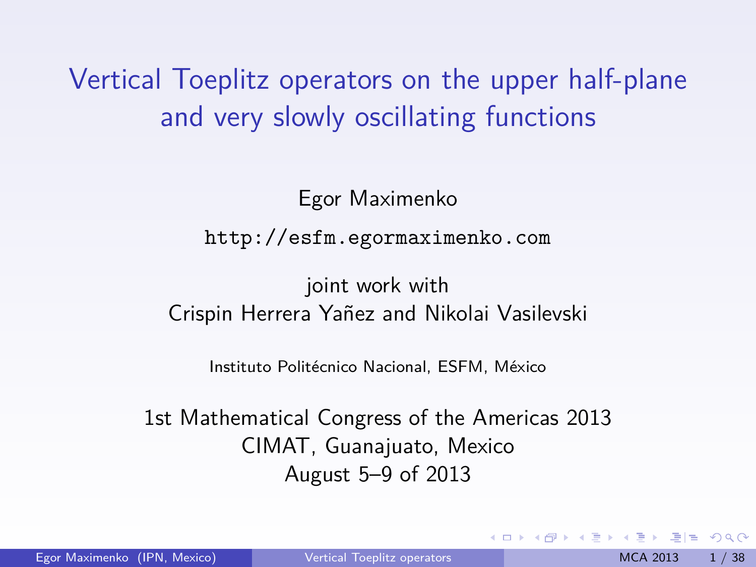# Vertical Toeplitz operators on the upper half-plane and very slowly oscillating functions

Egor Maximenko

http://esfm.egormaximenko.com

joint work with
Crispin Herrera Yañez and Nikolai Vasilevski

Instituto Politécnico Nacional, ESFM, México

1st Mathematical Congress of the Americas 2013
CIMAT, Guanajuato, Mexico
August 5–9 of 2013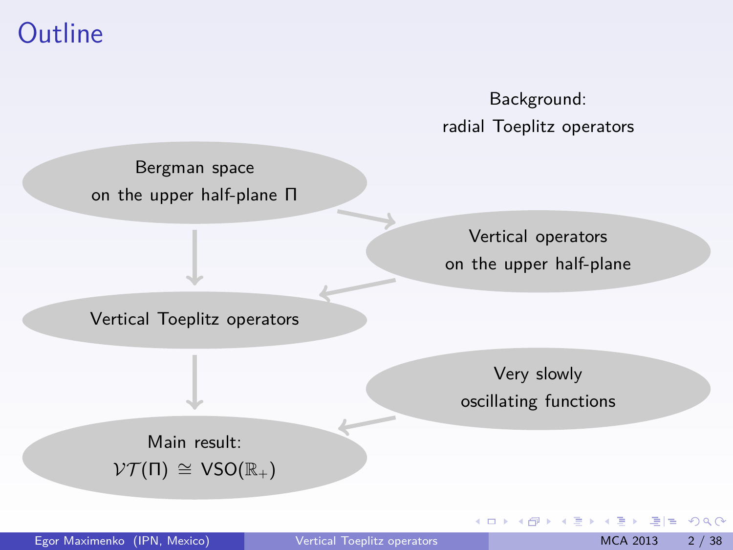# Outline

Background:
radial Toeplitz operators

Bergman space
on the upper half-plane $\Pi$

Vertical operators
on the upper half-plane

Vertical Toeplitz operators

Very slowly
oscillating functions

Main result:
$\mathcal{VT}(\Pi) \cong \mathrm{VSO}(\mathbb{R}_+)$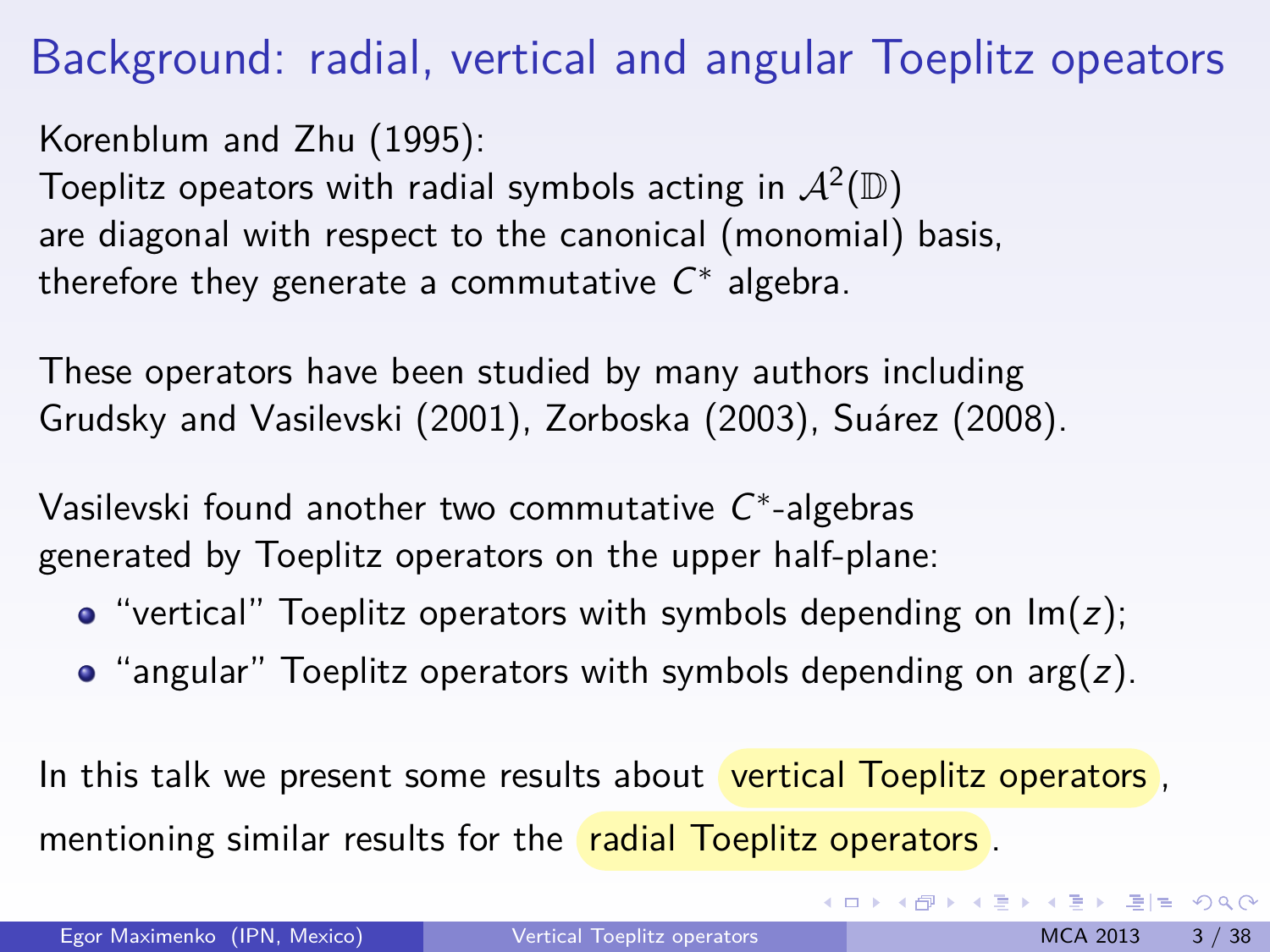# Background: radial, vertical and angular Toeplitz opeators

Korenblum and Zhu (1995):
Toeplitz opeators with radial symbols acting in $\mathcal{A}^2(\mathbb{D})$
are diagonal with respect to the canonical (monomial) basis,
therefore they generate a commutative $C^*$ algebra.

These operators have been studied by many authors including
Grudsky and Vasilevski (2001), Zorboska (2003), Suárez (2008).

Vasilevski found another two commutative $C^*$-algebras
generated by Toeplitz operators on the upper half-plane:

- "vertical" Toeplitz operators with symbols depending on $\operatorname{Im}(z)$;
- "angular" Toeplitz operators with symbols depending on $\arg(z)$.

In this talk we present some results about vertical Toeplitz operators,
mentioning similar results for the radial Toeplitz operators.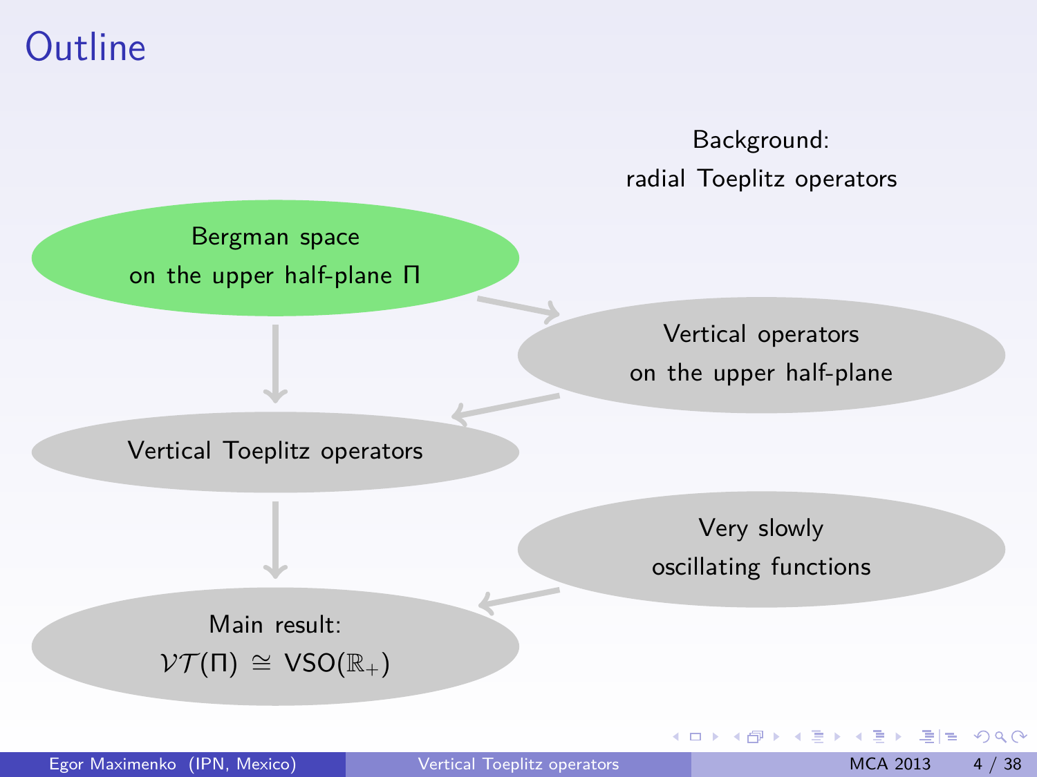# Outline

Background:
radial Toeplitz operators

Bergman space
on the upper half-plane $\Pi$

Vertical operators
on the upper half-plane

Vertical Toeplitz operators

Very slowly
oscillating functions

Main result:
$\mathcal{VT}(\Pi) \cong \mathrm{VSO}(\mathbb{R}_+)$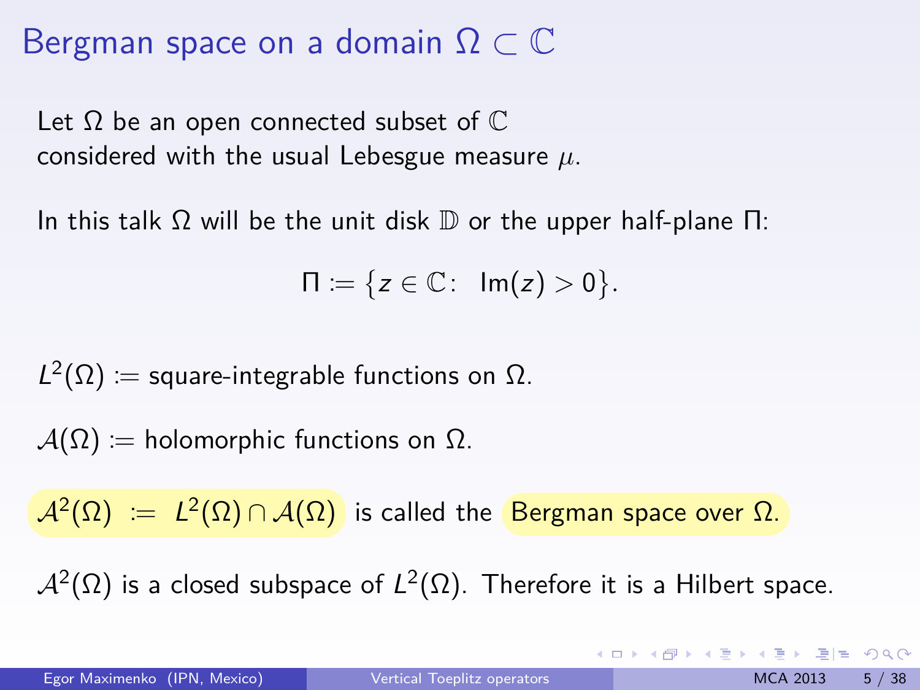# Bergman space on a domain $\Omega \subset \mathbb{C}$

Let $\Omega$ be an open connected subset of $\mathbb{C}$
considered with the usual Lebesgue measure $\mu$.

In this talk $\Omega$ will be the unit disk $\mathbb{D}$ or the upper half-plane $\Pi$:

$$\Pi := \{z \in \mathbb{C}: \ \operatorname{Im}(z) > 0\}.$$

$L^2(\Omega) :=$ square-integrable functions on $\Omega$.

$\mathcal{A}(\Omega) :=$ holomorphic functions on $\Omega$.

$\mathcal{A}^2(\Omega) \ := \ L^2(\Omega) \cap \mathcal{A}(\Omega)$ is called the Bergman space over $\Omega$.

$\mathcal{A}^2(\Omega)$ is a closed subspace of $L^2(\Omega)$. Therefore it is a Hilbert space.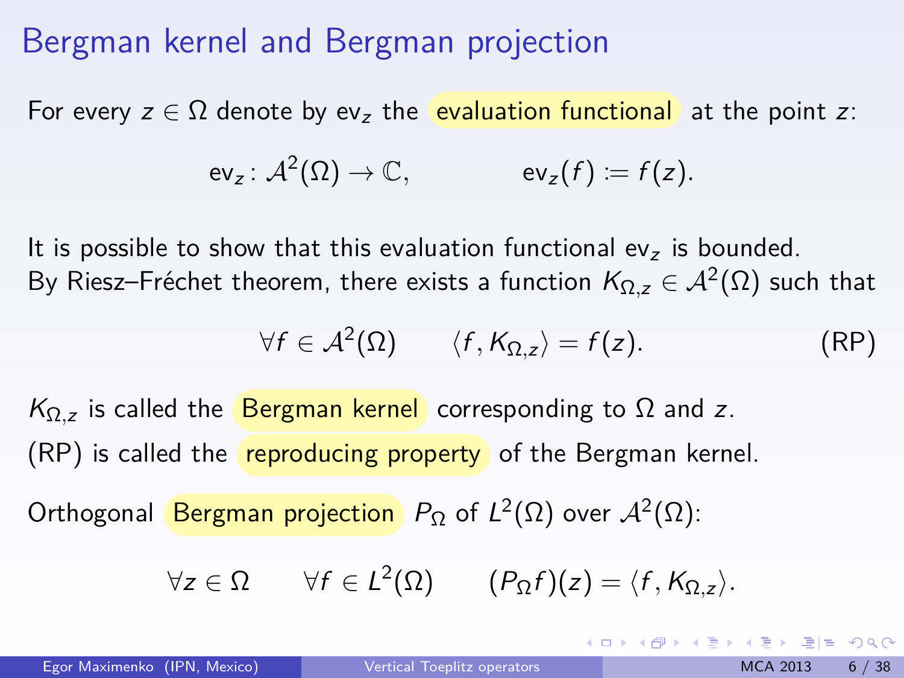# Bergman kernel and Bergman projection

For every $z \in \Omega$ denote by $\mathrm{ev}_z$ the evaluation functional at the point $z$:

$$\mathrm{ev}_z \colon \mathcal{A}^2(\Omega) \to \mathbb{C}, \qquad \mathrm{ev}_z(f) := f(z).$$

It is possible to show that this evaluation functional $\mathrm{ev}_z$ is bounded.
By Riesz–Fréchet theorem, there exists a function $K_{\Omega,z} \in \mathcal{A}^2(\Omega)$ such that

$$\forall f \in \mathcal{A}^2(\Omega) \qquad \langle f, K_{\Omega,z} \rangle = f(z). \tag{RP}$$

$K_{\Omega,z}$ is called the Bergman kernel corresponding to $\Omega$ and $z$.
(RP) is called the reproducing property of the Bergman kernel.

Orthogonal Bergman projection $P_\Omega$ of $L^2(\Omega)$ over $\mathcal{A}^2(\Omega)$:

$$\forall z \in \Omega \qquad \forall f \in L^2(\Omega) \qquad (P_\Omega f)(z) = \langle f, K_{\Omega,z} \rangle.$$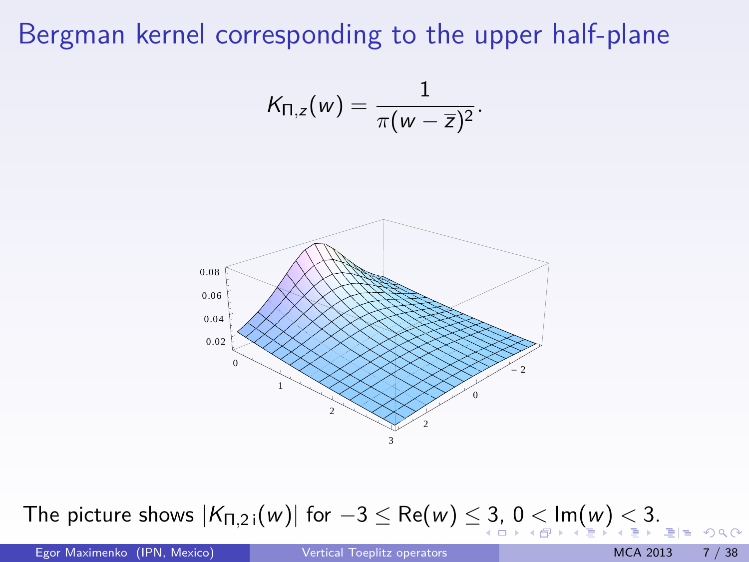# Bergman kernel corresponding to the upper half-plane

$$K_{\Pi,z}(w) = \frac{1}{\pi(w - \overline{z})^2}.$$

The picture shows $|K_{\Pi,2\,\mathrm{i}}(w)|$ for $-3 \le \mathrm{Re}(w) \le 3$, $0 < \mathrm{Im}(w) < 3$.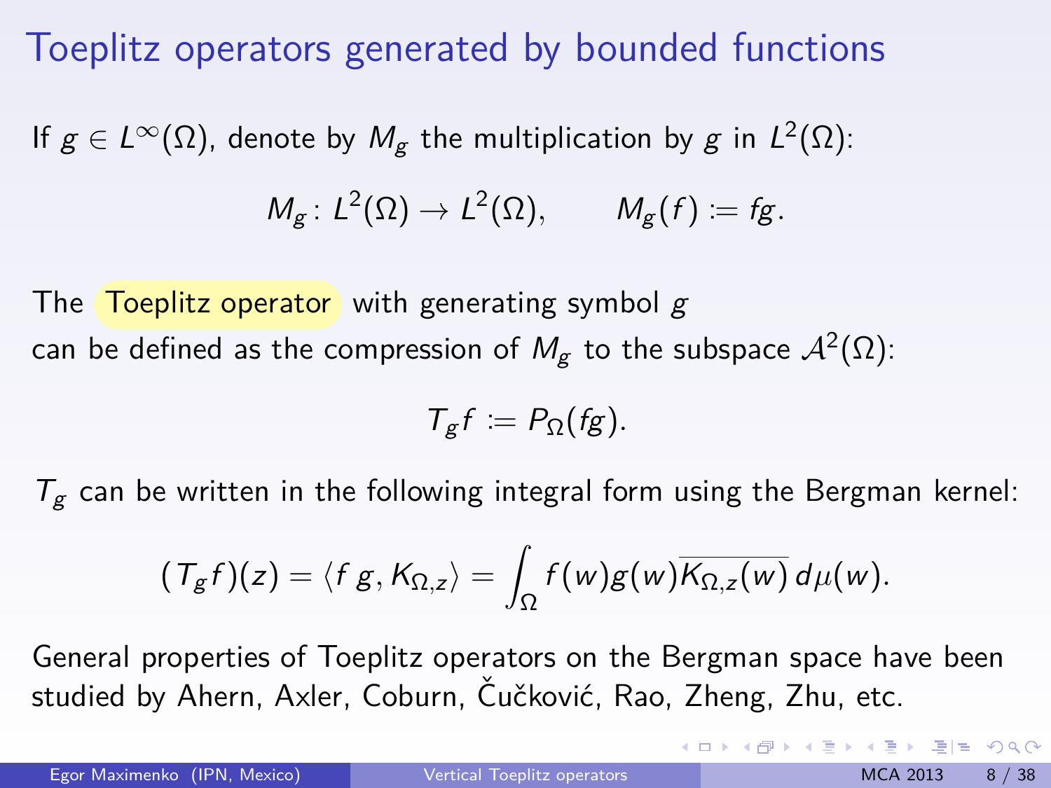# Toeplitz operators generated by bounded functions

If $g \in L^\infty(\Omega)$, denote by $M_g$ the multiplication by $g$ in $L^2(\Omega)$:

$$M_g \colon L^2(\Omega) \to L^2(\Omega), \qquad M_g(f) := fg.$$

The **Toeplitz operator** with generating symbol $g$ can be defined as the compression of $M_g$ to the subspace $\mathcal{A}^2(\Omega)$:

$$T_g f := P_\Omega(fg).$$

$T_g$ can be written in the following integral form using the Bergman kernel:

$$(T_g f)(z) = \langle f\, g, K_{\Omega,z} \rangle = \int_\Omega f(w) g(w) \overline{K_{\Omega,z}(w)}\, d\mu(w).$$

General properties of Toeplitz operators on the Bergman space have been studied by Ahern, Axler, Coburn, Čučković, Rao, Zheng, Zhu, etc.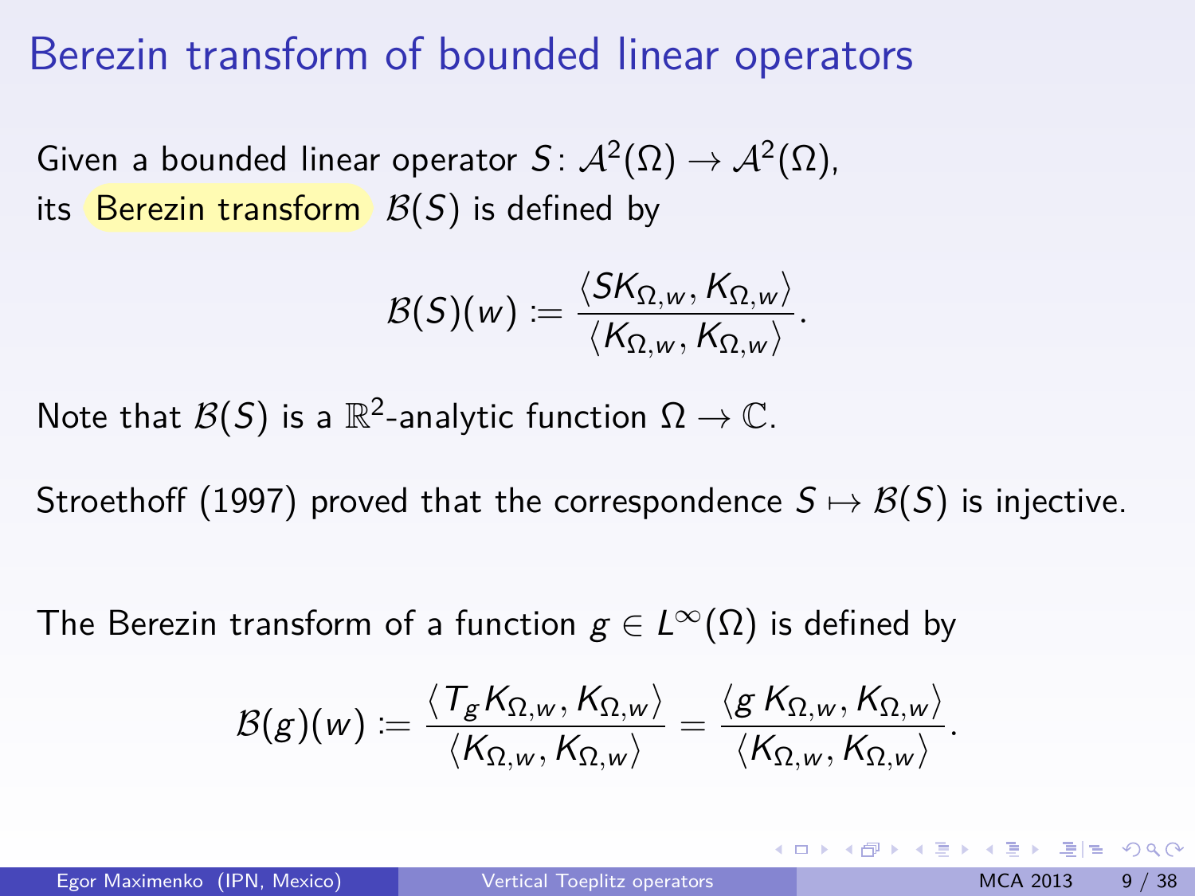# Berezin transform of bounded linear operators

Given a bounded linear operator $S\colon \mathcal{A}^2(\Omega) \to \mathcal{A}^2(\Omega)$,
its Berezin transform $\mathcal{B}(S)$ is defined by

$$\mathcal{B}(S)(w) := \frac{\langle SK_{\Omega,w}, K_{\Omega,w}\rangle}{\langle K_{\Omega,w}, K_{\Omega,w}\rangle}.$$

Note that $\mathcal{B}(S)$ is a $\mathbb{R}^2$-analytic function $\Omega \to \mathbb{C}$.

Stroethoff (1997) proved that the correspondence $S \mapsto \mathcal{B}(S)$ is injective.

The Berezin transform of a function $g \in L^\infty(\Omega)$ is defined by

$$\mathcal{B}(g)(w) := \frac{\langle T_g K_{\Omega,w}, K_{\Omega,w}\rangle}{\langle K_{\Omega,w}, K_{\Omega,w}\rangle} = \frac{\langle g\, K_{\Omega,w}, K_{\Omega,w}\rangle}{\langle K_{\Omega,w}, K_{\Omega,w}\rangle}.$$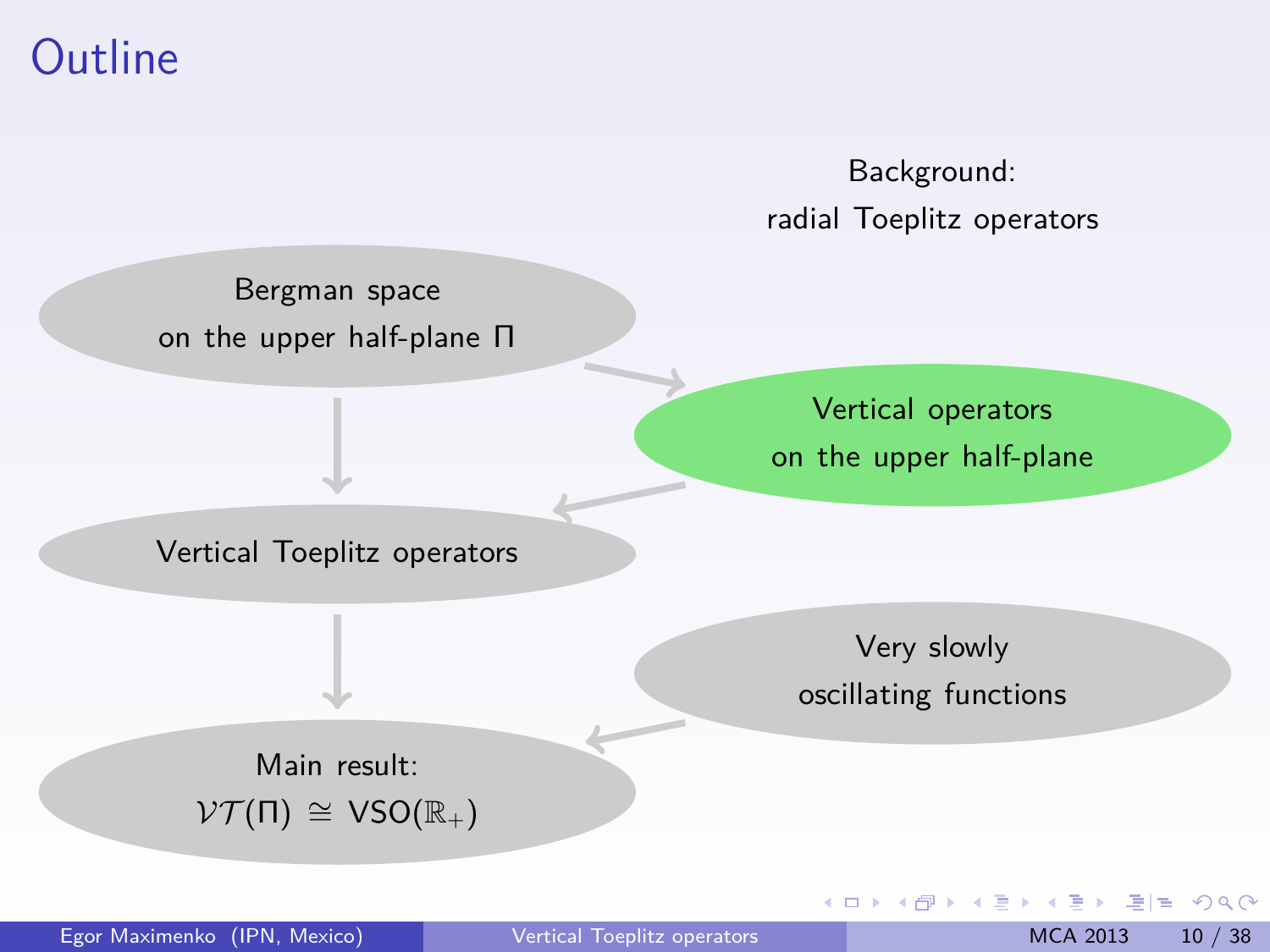# Outline

Background:
radial Toeplitz operators

Bergman space
on the upper half-plane $\Pi$

Vertical operators
on the upper half-plane

Vertical Toeplitz operators

Very slowly
oscillating functions

Main result:
$\mathcal{VT}(\Pi) \cong \mathrm{VSO}(\mathbb{R}_+)$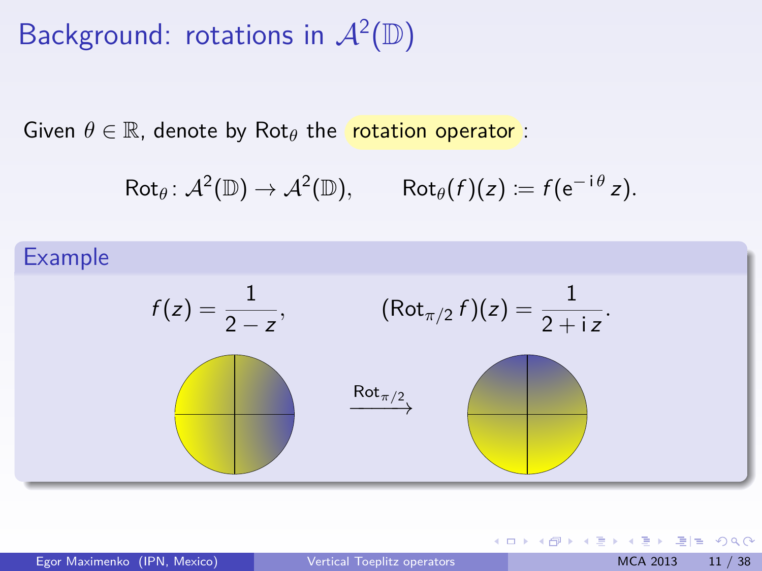# Background: rotations in $\mathcal{A}^2(\mathbb{D})$

Given $\theta \in \mathbb{R}$, denote by $\mathrm{Rot}_\theta$ the rotation operator:

$$\mathrm{Rot}_\theta \colon \mathcal{A}^2(\mathbb{D}) \to \mathcal{A}^2(\mathbb{D}), \qquad \mathrm{Rot}_\theta(f)(z) := f(\mathrm{e}^{-\mathrm{i}\,\theta} z).$$

## Example

$$f(z) = \frac{1}{2-z}, \qquad (\mathrm{Rot}_{\pi/2} f)(z) = \frac{1}{2+\mathrm{i}\,z}.$$

$$\xrightarrow{\mathrm{Rot}_{\pi/2}}$$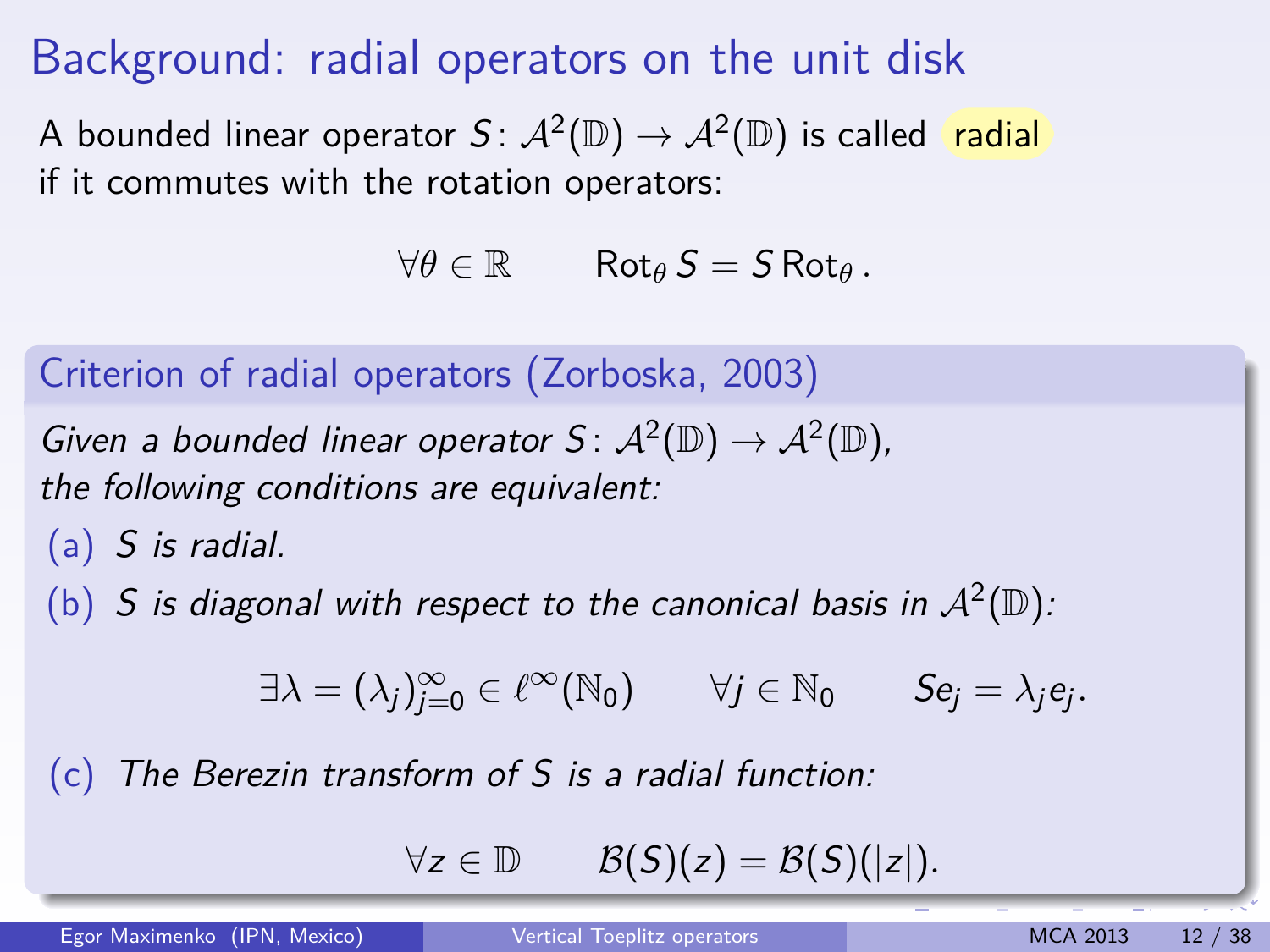# Background: radial operators on the unit disk

A bounded linear operator $S\colon \mathcal{A}^2(\mathbb{D}) \to \mathcal{A}^2(\mathbb{D})$ is called radial if it commutes with the rotation operators:

$$\forall \theta \in \mathbb{R} \qquad \operatorname{Rot}_\theta S = S \operatorname{Rot}_\theta .$$

## Criterion of radial operators (Zorboska, 2003)

*Given a bounded linear operator $S\colon \mathcal{A}^2(\mathbb{D}) \to \mathcal{A}^2(\mathbb{D})$, the following conditions are equivalent:*

(a) *$S$ is radial.*

(b) *$S$ is diagonal with respect to the canonical basis in $\mathcal{A}^2(\mathbb{D})$:*

$$\exists \lambda = (\lambda_j)_{j=0}^{\infty} \in \ell^\infty(\mathbb{N}_0) \qquad \forall j \in \mathbb{N}_0 \qquad S e_j = \lambda_j e_j .$$

(c) *The Berezin transform of $S$ is a radial function:*

$$\forall z \in \mathbb{D} \qquad \mathcal{B}(S)(z) = \mathcal{B}(S)(|z|).$$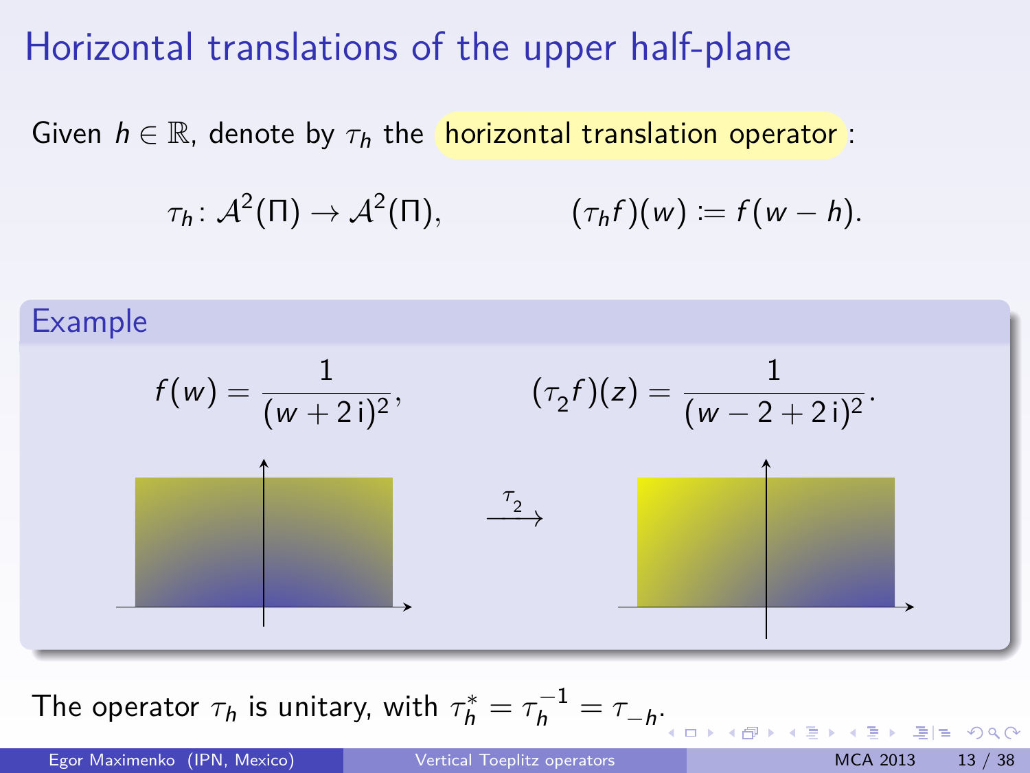# Horizontal translations of the upper half-plane

Given $h \in \mathbb{R}$, denote by $\tau_h$ the horizontal translation operator:

$$\tau_h\colon \mathcal{A}^2(\Pi) \to \mathcal{A}^2(\Pi), \qquad (\tau_h f)(w) \coloneqq f(w - h).$$

## Example

$$f(w) = \frac{1}{(w + 2\,\mathrm{i})^2}, \qquad (\tau_2 f)(z) = \frac{1}{(w - 2 + 2\,\mathrm{i})^2}.$$

$$\xrightarrow{\tau_2}$$

The operator $\tau_h$ is unitary, with $\tau_h^* = \tau_h^{-1} = \tau_{-h}$.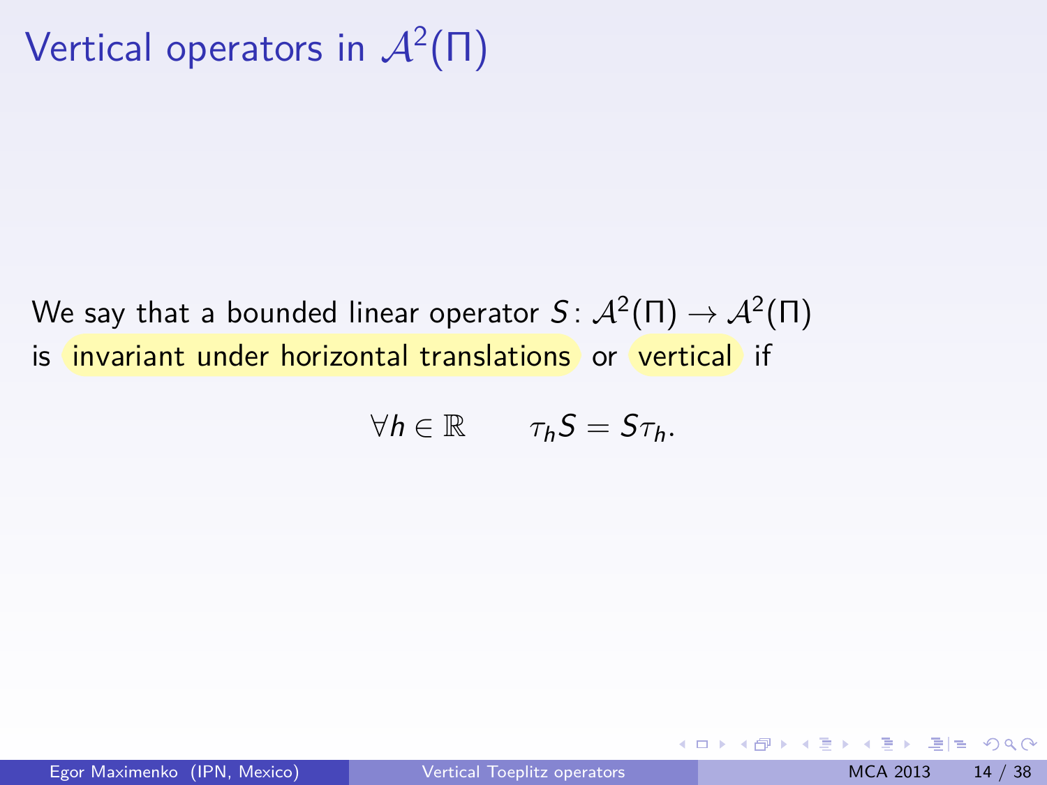# Vertical operators in $\mathcal{A}^2(\Pi)$

We say that a bounded linear operator $S\colon \mathcal{A}^2(\Pi) \to \mathcal{A}^2(\Pi)$ is invariant under horizontal translations or vertical if

$$\forall h \in \mathbb{R} \qquad \tau_h S = S \tau_h.$$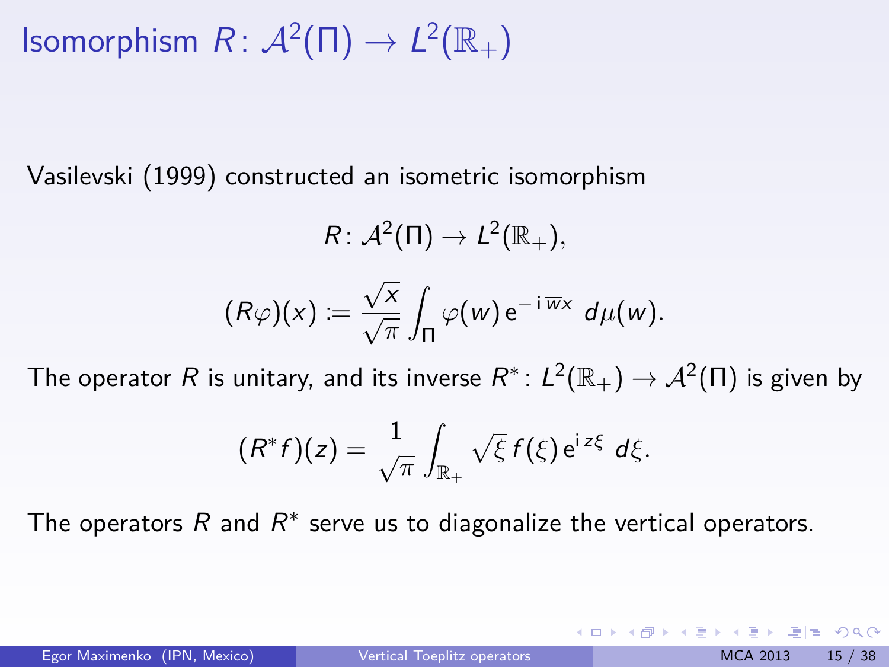# Isomorphism $R\colon \mathcal{A}^2(\Pi) \to L^2(\mathbb{R}_+)$

Vasilevski (1999) constructed an isometric isomorphism

$$R\colon \mathcal{A}^2(\Pi) \to L^2(\mathbb{R}_+),$$

$$(R\varphi)(x) := \frac{\sqrt{x}}{\sqrt{\pi}} \int_{\Pi} \varphi(w)\, \mathrm{e}^{-\mathrm{i}\,\overline{w}x}\; d\mu(w).$$

The operator $R$ is unitary, and its inverse $R^*\colon L^2(\mathbb{R}_+) \to \mathcal{A}^2(\Pi)$ is given by

$$(R^*f)(z) = \frac{1}{\sqrt{\pi}} \int_{\mathbb{R}_+} \sqrt{\xi}\, f(\xi)\, \mathrm{e}^{\mathrm{i}\,z\xi}\; d\xi.$$

The operators $R$ and $R^*$ serve us to diagonalize the vertical operators.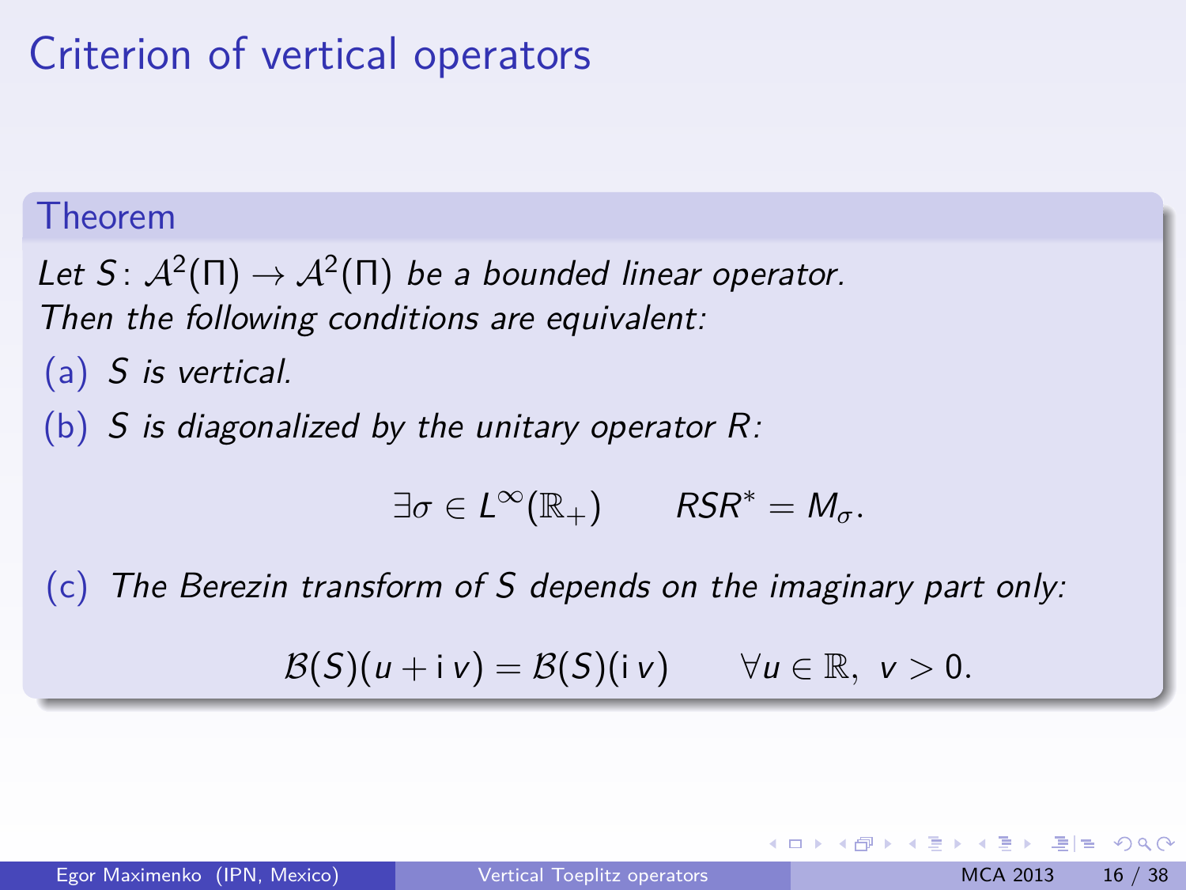# Criterion of vertical operators

**Theorem**

*Let $S\colon \mathcal{A}^2(\Pi) \to \mathcal{A}^2(\Pi)$ be a bounded linear operator. Then the following conditions are equivalent:*

(a) *$S$ is vertical.*

(b) *$S$ is diagonalized by the unitary operator $R$:*

$$\exists \sigma \in L^\infty(\mathbb{R}_+) \qquad RSR^* = M_\sigma.$$

(c) *The Berezin transform of $S$ depends on the imaginary part only:*

$$\mathcal{B}(S)(u + \mathrm{i}\, v) = \mathcal{B}(S)(\mathrm{i}\, v) \qquad \forall u \in \mathbb{R},\ v > 0.$$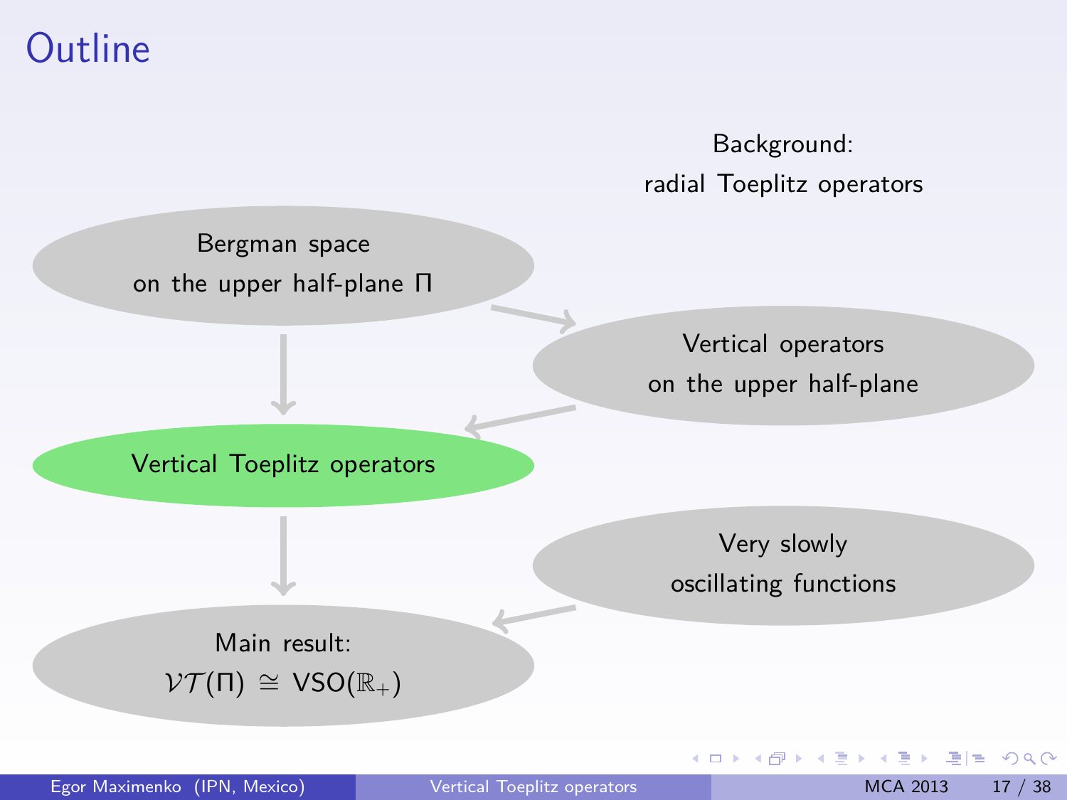# Outline

Background:
radial Toeplitz operators

Bergman space
on the upper half-plane $\Pi$

Vertical operators
on the upper half-plane

Vertical Toeplitz operators

Very slowly
oscillating functions

Main result:
$\mathcal{VT}(\Pi) \cong \mathrm{VSO}(\mathbb{R}_+)$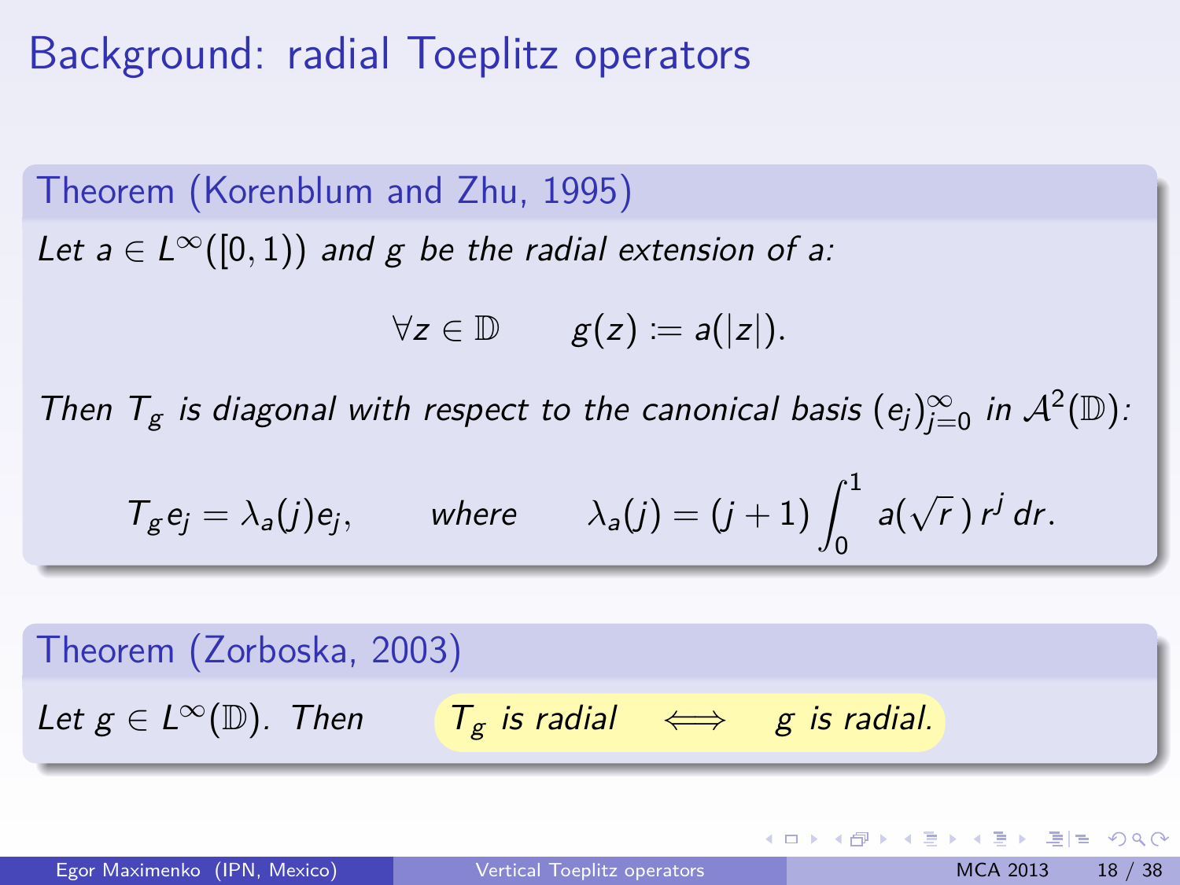# Background: radial Toeplitz operators

**Theorem (Korenblum and Zhu, 1995)**

*Let $a \in L^\infty([0,1))$ and $g$ be the radial extension of $a$:*

$$\forall z \in \mathbb{D} \qquad g(z) := a(|z|).$$

*Then $T_g$ is diagonal with respect to the canonical basis $(e_j)_{j=0}^\infty$ in $\mathcal{A}^2(\mathbb{D})$:*

$$T_g e_j = \lambda_a(j) e_j, \qquad \textit{where} \qquad \lambda_a(j) = (j+1) \int_0^1 a(\sqrt{r}\,)\, r^j \, dr.$$

**Theorem (Zorboska, 2003)**

*Let $g \in L^\infty(\mathbb{D})$. Then* $\quad$ *$T_g$ is radial $\iff$ $g$ is radial.*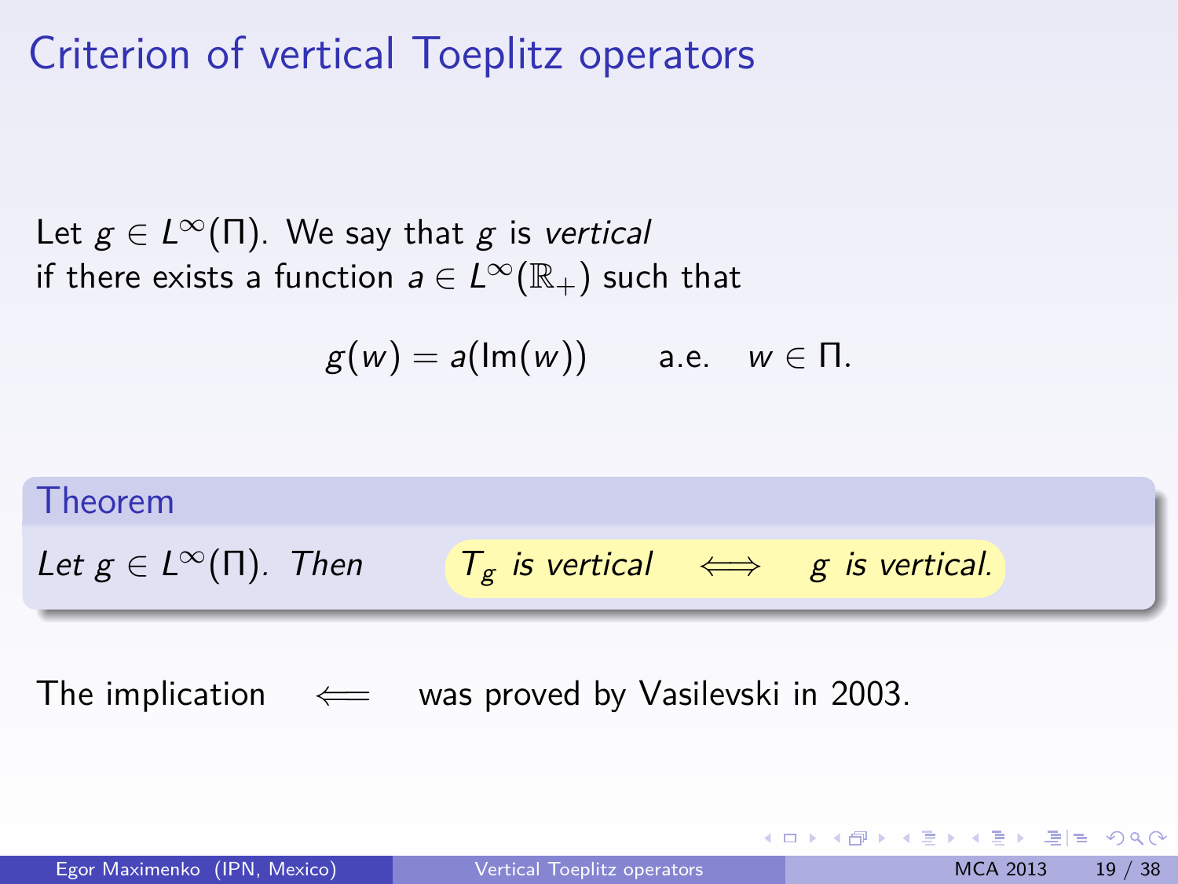# Criterion of vertical Toeplitz operators

Let $g \in L^\infty(\Pi)$. We say that $g$ is *vertical* if there exists a function $a \in L^\infty(\mathbb{R}_+)$ such that

$$g(w) = a(\mathrm{Im}(w)) \qquad \text{a.e.} \quad w \in \Pi.$$

**Theorem**

*Let $g \in L^\infty(\Pi)$. Then* $\quad T_g$ *is vertical* $\iff$ $g$ *is vertical.*

The implication $\Longleftarrow$ was proved by Vasilevski in 2003.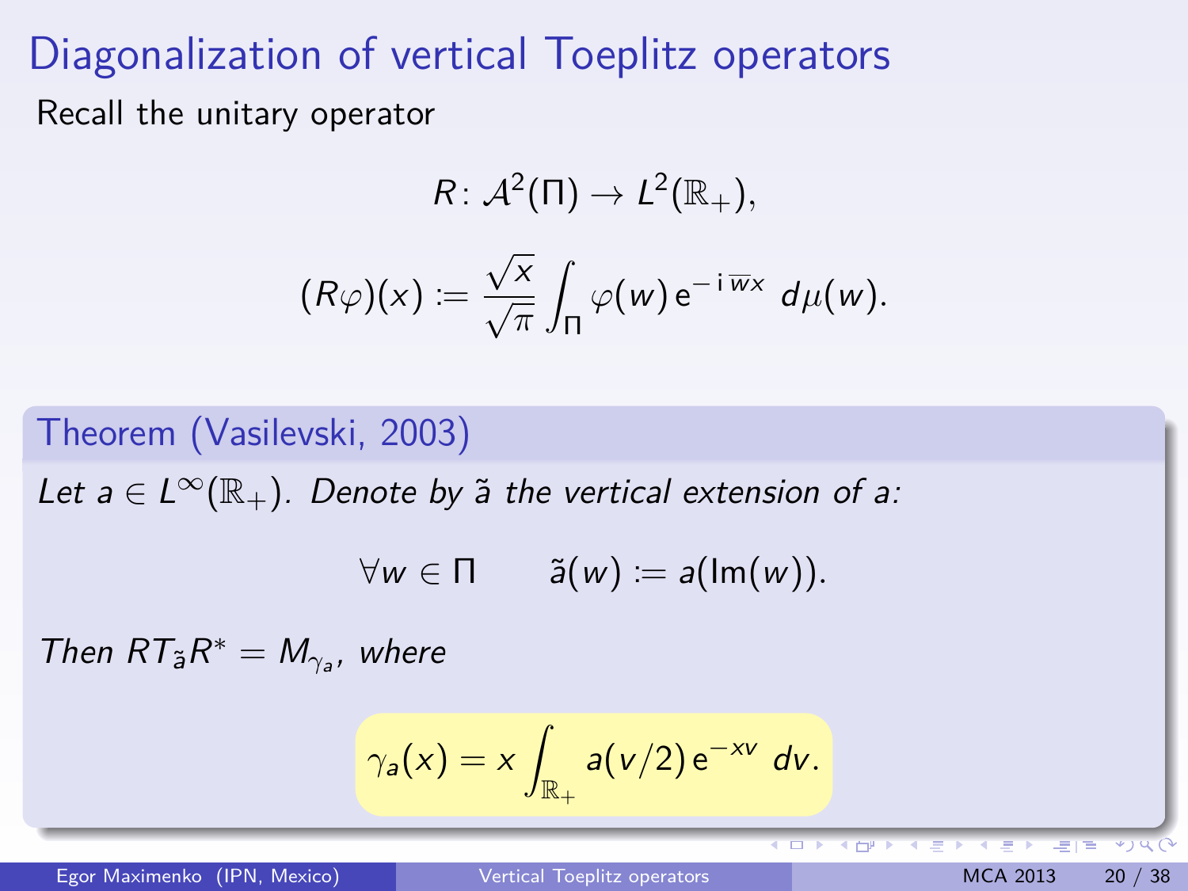# Diagonalization of vertical Toeplitz operators

Recall the unitary operator

$$R\colon \mathcal{A}^2(\Pi) \to L^2(\mathbb{R}_+),$$

$$(R\varphi)(x) := \frac{\sqrt{x}}{\sqrt{\pi}} \int_{\Pi} \varphi(w)\, \mathrm{e}^{-\mathrm{i}\,\overline{w}x}\; d\mu(w).$$

## Theorem (Vasilevski, 2003)

*Let $a \in L^\infty(\mathbb{R}_+)$. Denote by $\tilde{a}$ the vertical extension of $a$:*

$$\forall w \in \Pi \qquad \tilde{a}(w) := a(\operatorname{Im}(w)).$$

*Then $RT_{\tilde{a}}R^* = M_{\gamma_a}$, where*

$$\gamma_a(x) = x \int_{\mathbb{R}_+} a(v/2)\, \mathrm{e}^{-xv}\; dv.$$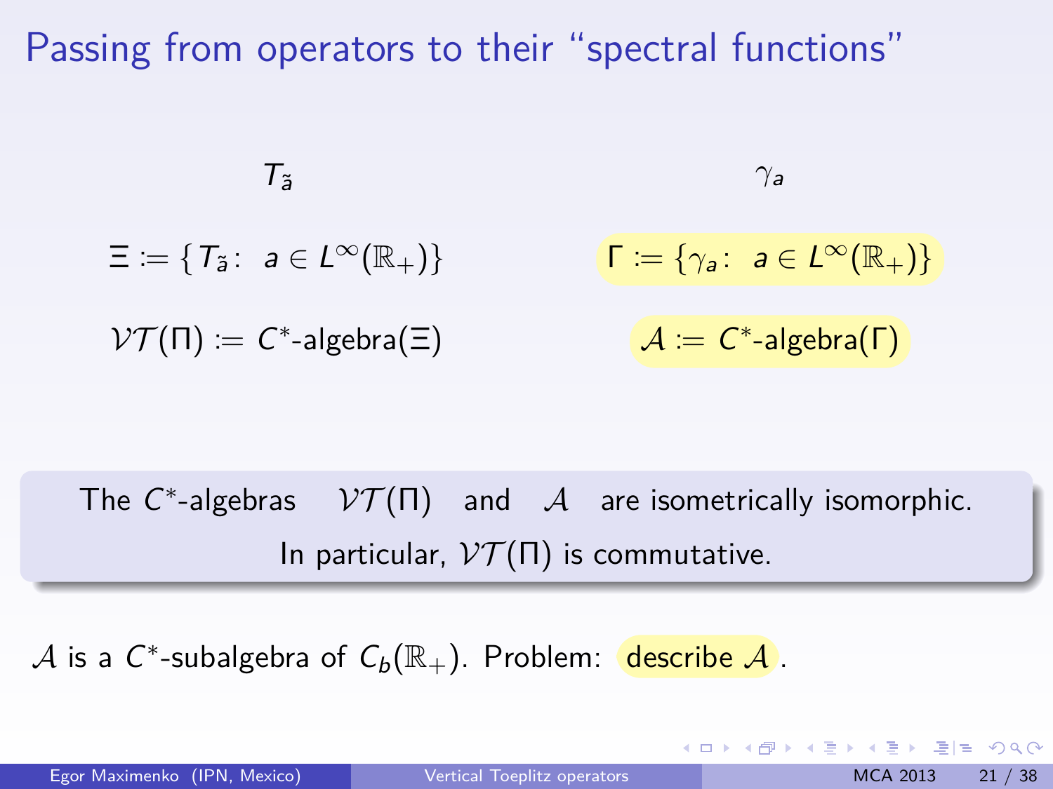# Passing from operators to their "spectral functions"

$T_{\tilde{a}}$ $\qquad\qquad\qquad$ $\gamma_a$

$\Xi := \{ T_{\tilde{a}} : \; a \in L^\infty(\mathbb{R}_+)\}$ $\qquad\qquad$ $\Gamma := \{\gamma_a : \; a \in L^\infty(\mathbb{R}_+)\}$

$\mathcal{VT}(\Pi) := C^*\text{-algebra}(\Xi)$ $\qquad\qquad$ $\mathcal{A} := C^*\text{-algebra}(\Gamma)$

> The $C^*$-algebras $\mathcal{VT}(\Pi)$ and $\mathcal{A}$ are isometrically isomorphic.
> In particular, $\mathcal{VT}(\Pi)$ is commutative.

$\mathcal{A}$ is a $C^*$-subalgebra of $C_b(\mathbb{R}_+)$. Problem: describe $\mathcal{A}$.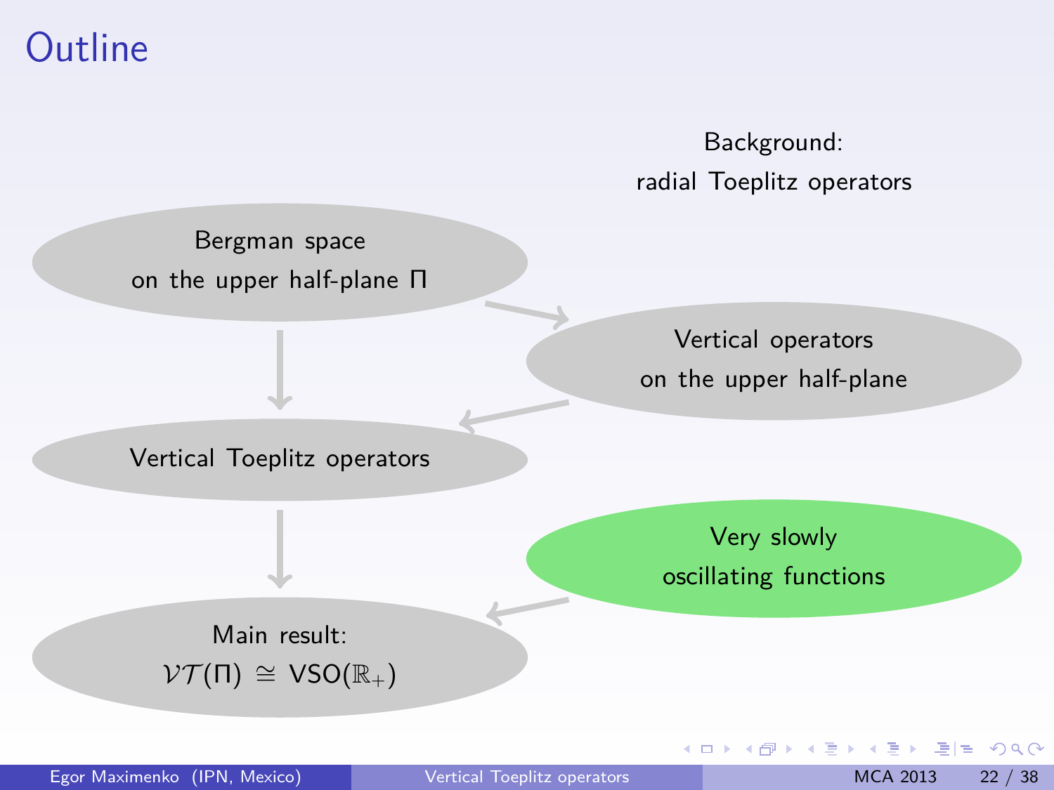# Outline

Background:
radial Toeplitz operators

- Bergman space on the upper half-plane $\Pi$
- Vertical operators on the upper half-plane
- Vertical Toeplitz operators
- Very slowly oscillating functions
- Main result: $\mathcal{VT}(\Pi) \cong \mathrm{VSO}(\mathbb{R}_+)$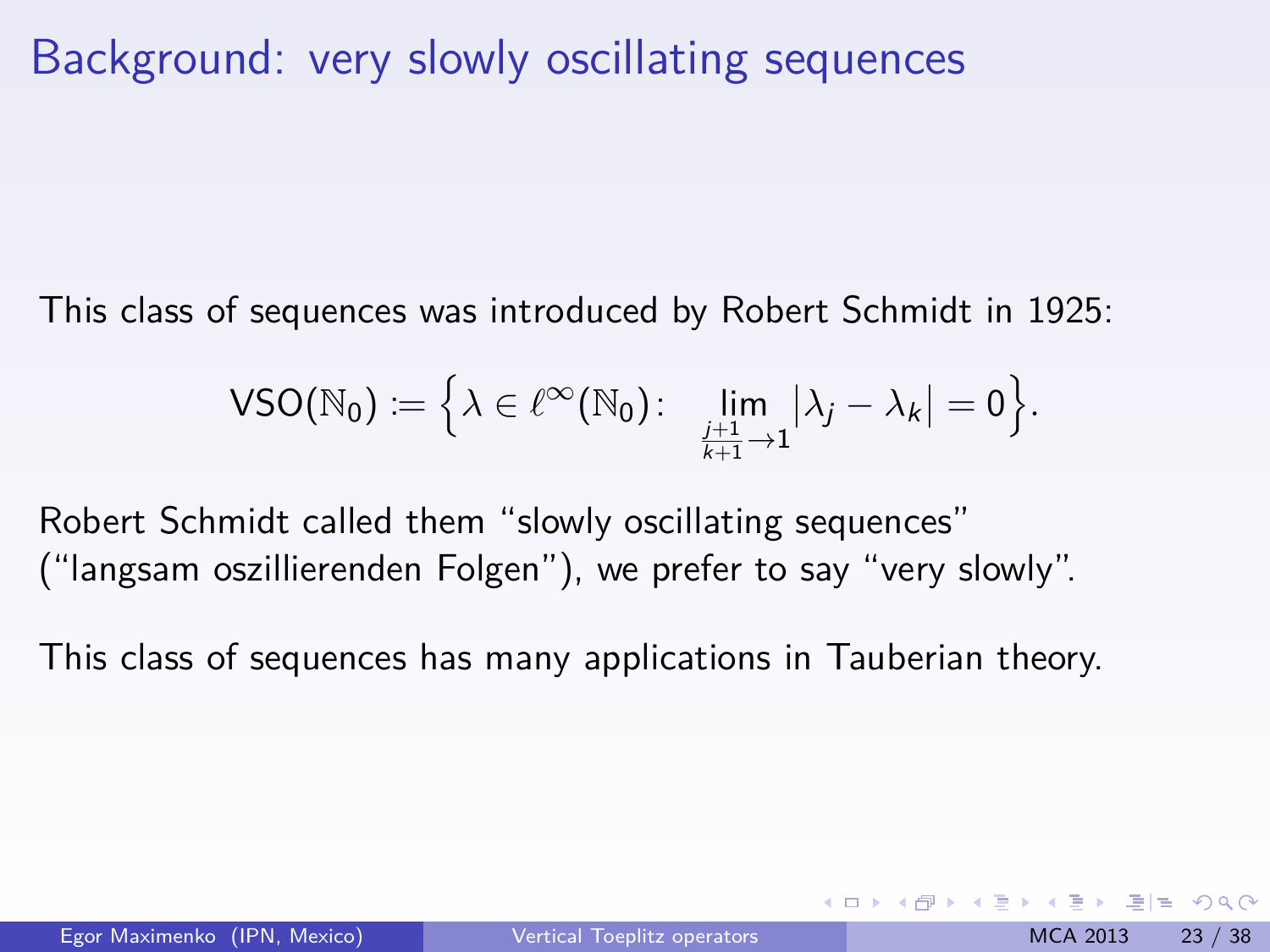# Background: very slowly oscillating sequences

This class of sequences was introduced by Robert Schmidt in 1925:

$$\mathrm{VSO}(\mathbb{N}_0) := \Big\{\lambda \in \ell^\infty(\mathbb{N}_0)\colon \quad \lim_{\frac{j+1}{k+1}\to 1} |\lambda_j - \lambda_k| = 0\Big\}.$$

Robert Schmidt called them "slowly oscillating sequences" ("langsam oszillierenden Folgen"), we prefer to say "very slowly".

This class of sequences has many applications in Tauberian theory.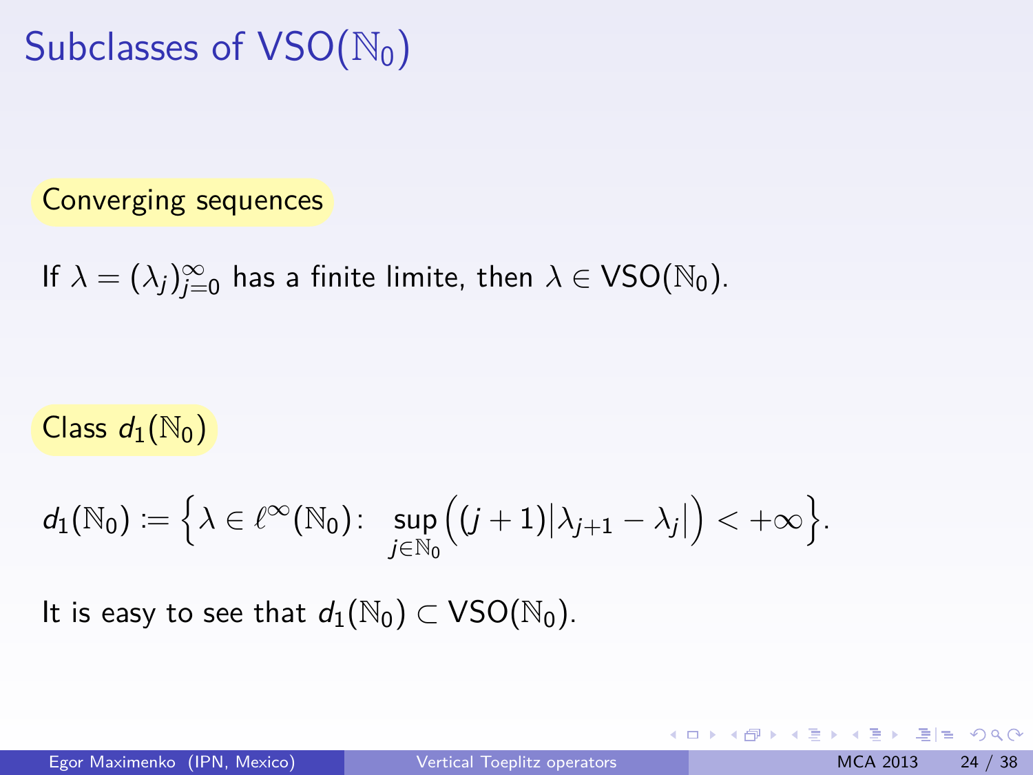# Subclasses of $\mathsf{VSO}(\mathbb{N}_0)$

**Converging sequences**

If $\lambda = (\lambda_j)_{j=0}^{\infty}$ has a finite limite, then $\lambda \in \mathsf{VSO}(\mathbb{N}_0)$.

**Class $d_1(\mathbb{N}_0)$**

$$d_1(\mathbb{N}_0) := \Big\{ \lambda \in \ell^\infty(\mathbb{N}_0) \colon \ \sup_{j \in \mathbb{N}_0} \Big( (j+1) \big| \lambda_{j+1} - \lambda_j \big| \Big) < +\infty \Big\}.$$

It is easy to see that $d_1(\mathbb{N}_0) \subset \mathsf{VSO}(\mathbb{N}_0)$.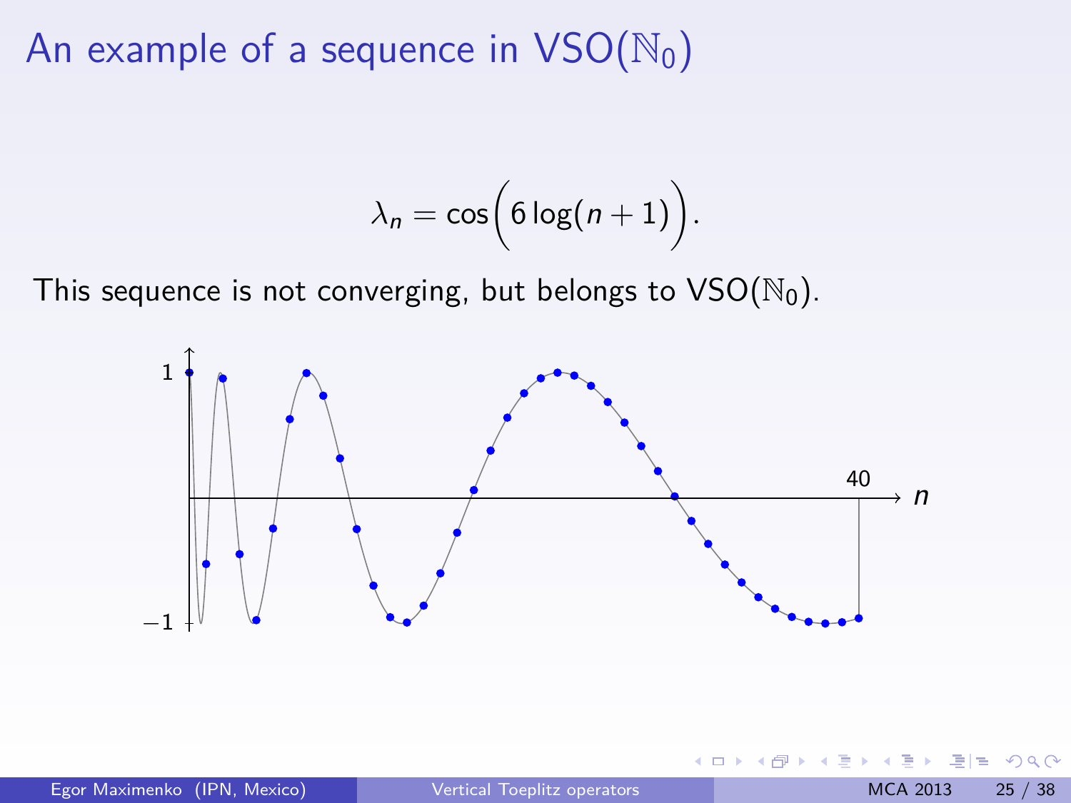# An example of a sequence in $\mathrm{VSO}(\mathbb{N}_0)$

$$\lambda_n = \cos\Big(6\log(n+1)\Big).$$

This sequence is not converging, but belongs to $\mathrm{VSO}(\mathbb{N}_0)$.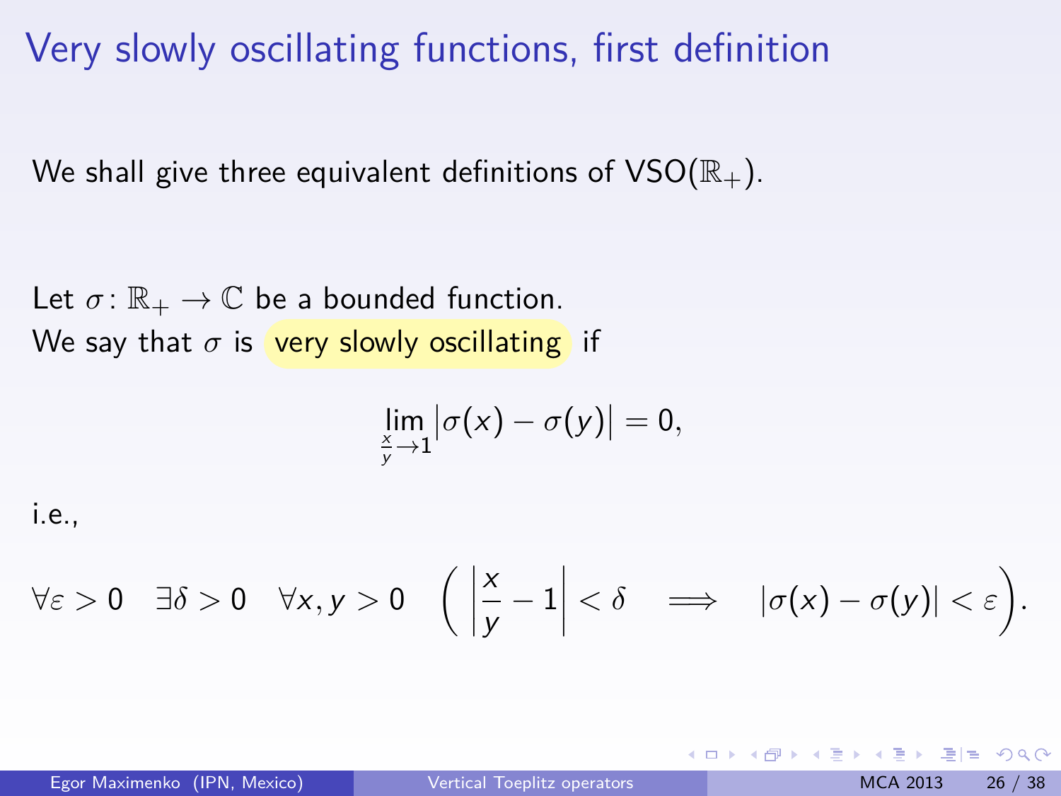# Very slowly oscillating functions, first definition

We shall give three equivalent definitions of $\mathrm{VSO}(\mathbb{R}_+)$.

Let $\sigma\colon \mathbb{R}_+ \to \mathbb{C}$ be a bounded function.
We say that $\sigma$ is very slowly oscillating if

$$\lim_{\frac{x}{y}\to 1} \left|\sigma(x) - \sigma(y)\right| = 0,$$

i.e.,

$$\forall \varepsilon > 0 \quad \exists \delta > 0 \quad \forall x, y > 0 \quad \left( \left|\frac{x}{y} - 1\right| < \delta \quad \Longrightarrow \quad |\sigma(x) - \sigma(y)| < \varepsilon \right).$$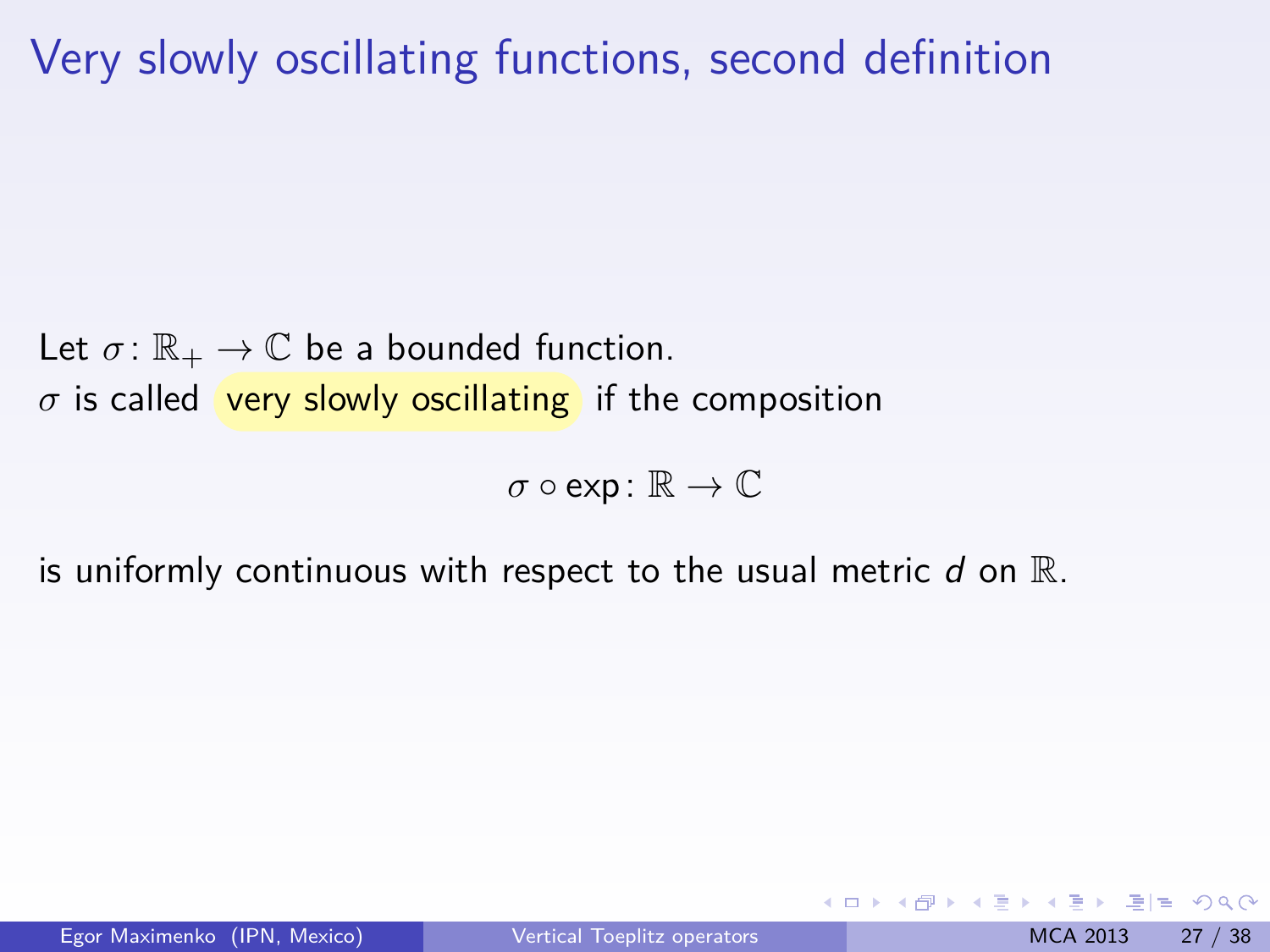# Very slowly oscillating functions, second definition

Let $\sigma\colon \mathbb{R}_+ \to \mathbb{C}$ be a bounded function.
$\sigma$ is called very slowly oscillating if the composition

$$\sigma \circ \exp\colon \mathbb{R} \to \mathbb{C}$$

is uniformly continuous with respect to the usual metric $d$ on $\mathbb{R}$.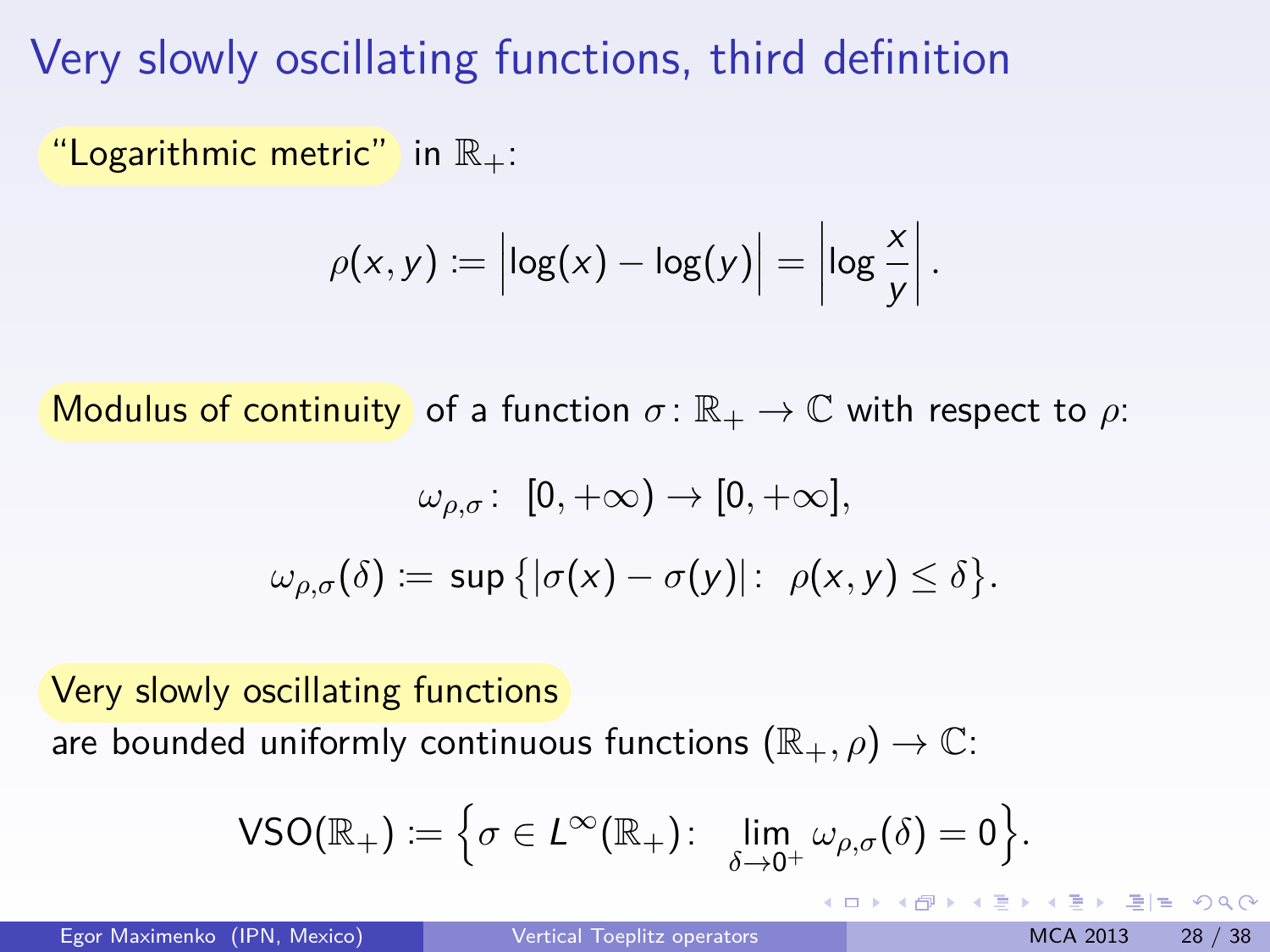# Very slowly oscillating functions, third definition

"Logarithmic metric" in $\mathbb{R}_+$:

$$\rho(x, y) := \left|\log(x) - \log(y)\right| = \left|\log \frac{x}{y}\right|.$$

Modulus of continuity of a function $\sigma\colon \mathbb{R}_+ \to \mathbb{C}$ with respect to $\rho$:

$$\omega_{\rho,\sigma}\colon\ [0, +\infty) \to [0, +\infty],$$

$$\omega_{\rho,\sigma}(\delta) := \sup\left\{|\sigma(x) - \sigma(y)|\colon\ \rho(x, y) \le \delta\right\}.$$

Very slowly oscillating functions
are bounded uniformly continuous functions $(\mathbb{R}_+, \rho) \to \mathbb{C}$:

$$\mathrm{VSO}(\mathbb{R}_+) := \Big\{\sigma \in L^\infty(\mathbb{R}_+)\colon\ \ \lim_{\delta \to 0^+} \omega_{\rho,\sigma}(\delta) = 0\Big\}.$$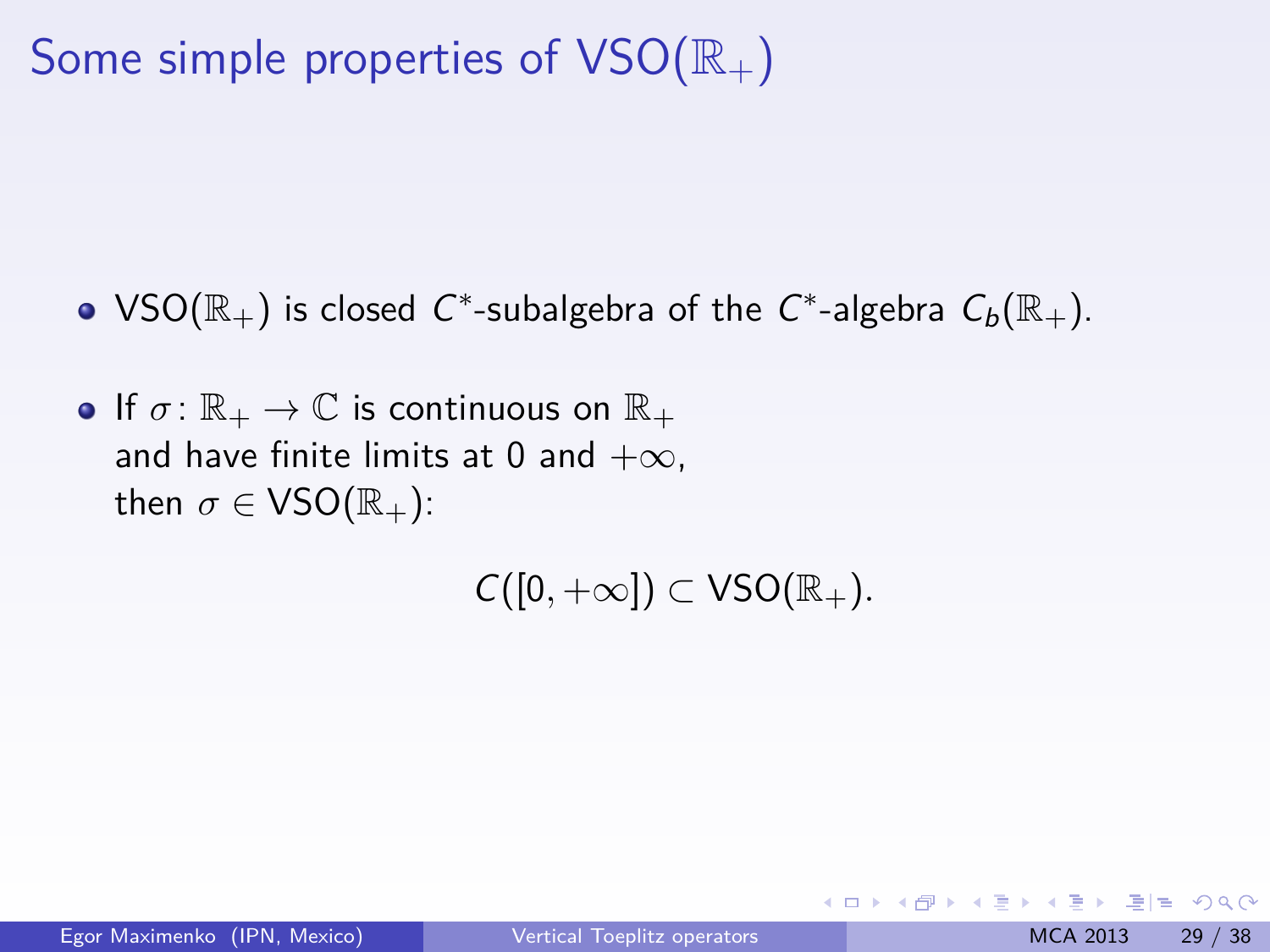# Some simple properties of $\mathrm{VSO}(\mathbb{R}_+)$

- $\mathrm{VSO}(\mathbb{R}_+)$ is closed $C^*$-subalgebra of the $C^*$-algebra $C_b(\mathbb{R}_+)$.
- If $\sigma\colon \mathbb{R}_+ \to \mathbb{C}$ is continuous on $\mathbb{R}_+$ and have finite limits at 0 and $+\infty$, then $\sigma \in \mathrm{VSO}(\mathbb{R}_+)$:

$$C([0, +\infty]) \subset \mathrm{VSO}(\mathbb{R}_+).$$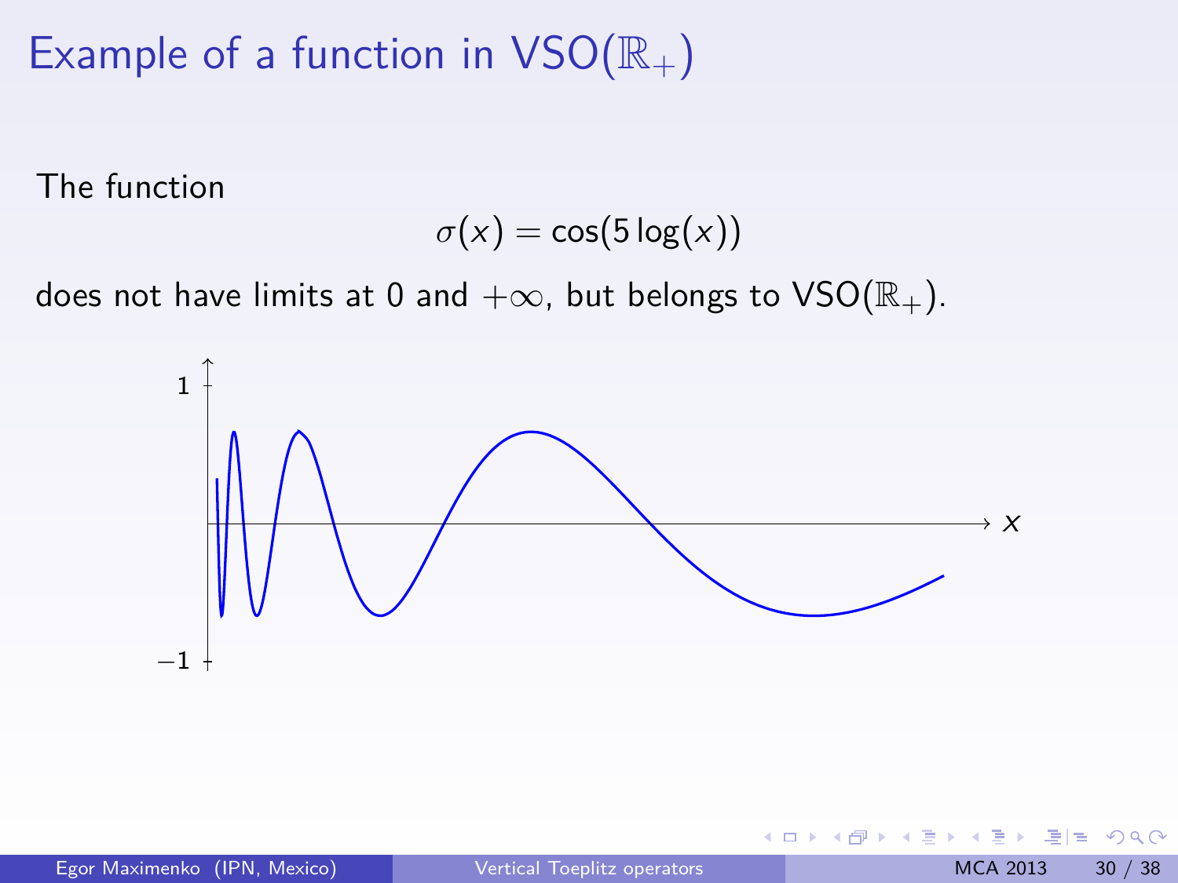# Example of a function in $\mathrm{VSO}(\mathbb{R}_+)$

The function

$$\sigma(x) = \cos(5\log(x))$$

does not have limits at 0 and $+\infty$, but belongs to $\mathrm{VSO}(\mathbb{R}_+)$.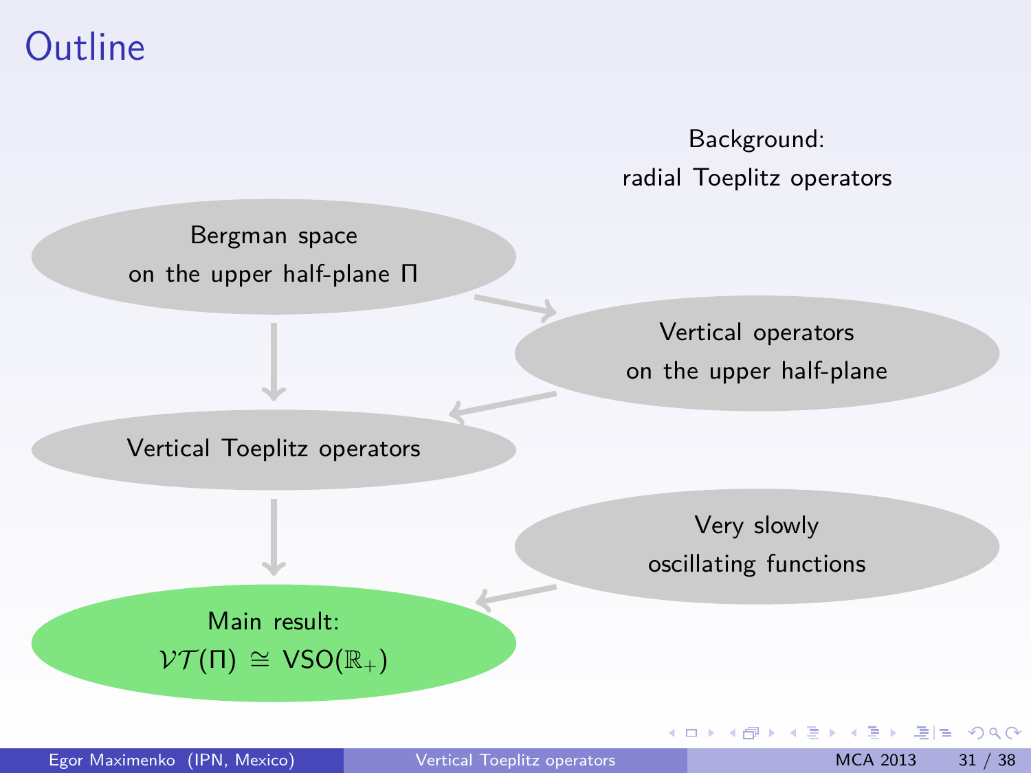# Outline

Background:
radial Toeplitz operators

Bergman space
on the upper half-plane $\Pi$

Vertical operators
on the upper half-plane

Vertical Toeplitz operators

Very slowly
oscillating functions

Main result:
$\mathcal{VT}(\Pi) \cong \mathrm{VSO}(\mathbb{R}_+)$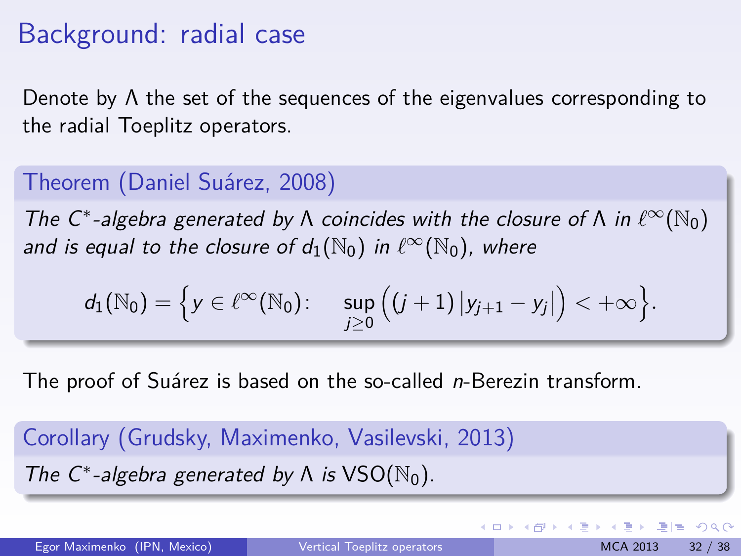# Background: radial case

Denote by $\Lambda$ the set of the sequences of the eigenvalues corresponding to the radial Toeplitz operators.

**Theorem (Daniel Suárez, 2008)**

*The $C^*$-algebra generated by $\Lambda$ coincides with the closure of $\Lambda$ in $\ell^\infty(\mathbb{N}_0)$ and is equal to the closure of $d_1(\mathbb{N}_0)$ in $\ell^\infty(\mathbb{N}_0)$, where*

$$d_1(\mathbb{N}_0) = \Big\{ y \in \ell^\infty(\mathbb{N}_0) \colon \quad \sup_{j \geq 0} \Big( (j+1) \, |y_{j+1} - y_j| \Big) < +\infty \Big\}.$$

The proof of Suárez is based on the so-called *n*-Berezin transform.

**Corollary (Grudsky, Maximenko, Vasilevski, 2013)**

*The $C^*$-algebra generated by $\Lambda$ is* $\mathrm{VSO}(\mathbb{N}_0)$.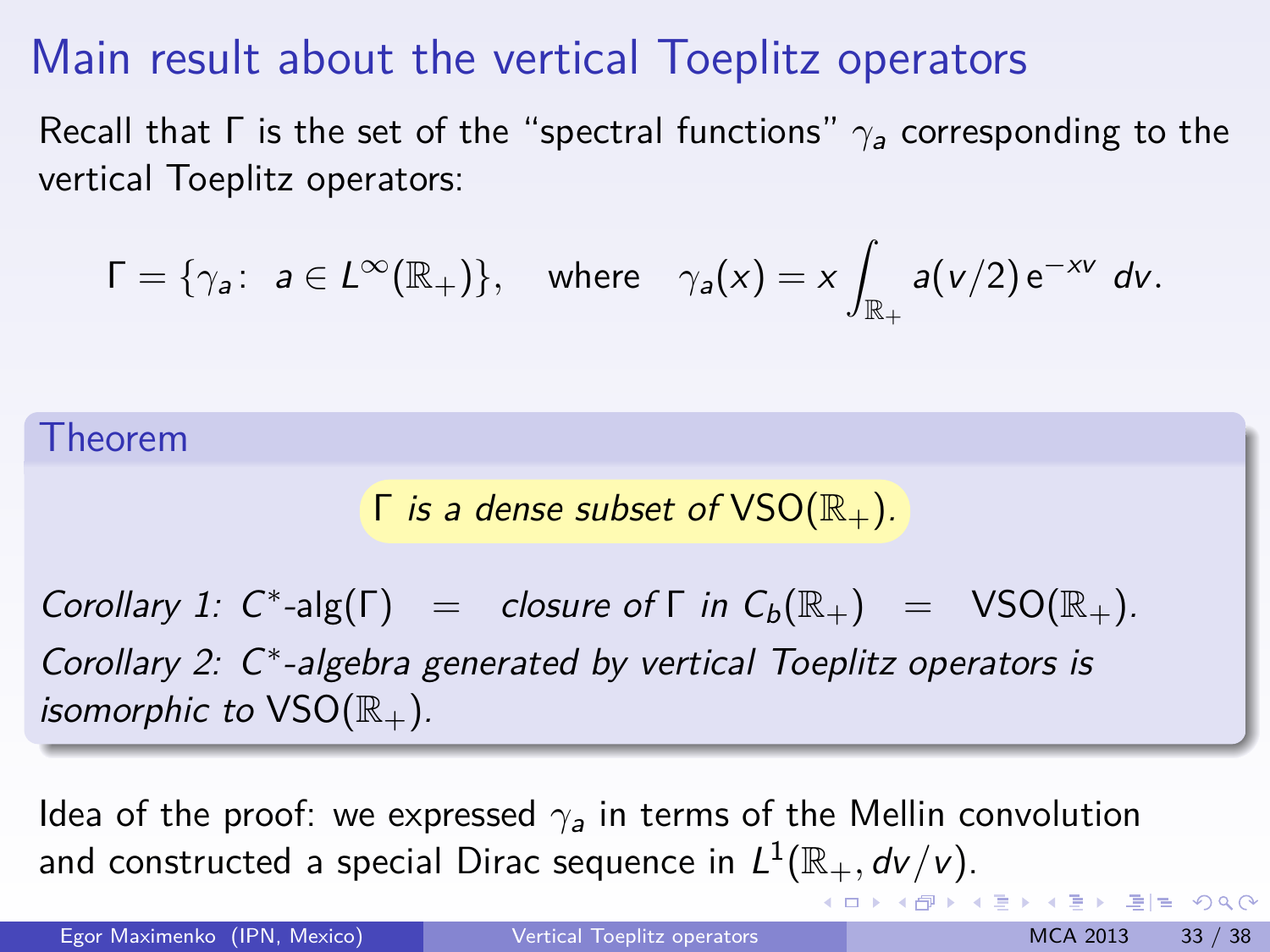# Main result about the vertical Toeplitz operators

Recall that $\Gamma$ is the set of the "spectral functions" $\gamma_a$ corresponding to the vertical Toeplitz operators:

$$\Gamma = \{\gamma_a\colon\ a \in L^\infty(\mathbb{R}_+)\}, \quad \text{where} \quad \gamma_a(x) = x \int_{\mathbb{R}_+} a(v/2)\, \mathrm{e}^{-xv}\, dv.$$

**Theorem**

*$\Gamma$ is a dense subset of $\mathrm{VSO}(\mathbb{R}_+)$.*

*Corollary 1:* $C^*\text{-alg}(\Gamma) \;=\;$ *closure of* $\Gamma$ *in* $C_b(\mathbb{R}_+) \;=\; \mathrm{VSO}(\mathbb{R}_+)$.

*Corollary 2: $C^*$-algebra generated by vertical Toeplitz operators is isomorphic to* $\mathrm{VSO}(\mathbb{R}_+)$.

Idea of the proof: we expressed $\gamma_a$ in terms of the Mellin convolution and constructed a special Dirac sequence in $L^1(\mathbb{R}_+, dv/v)$.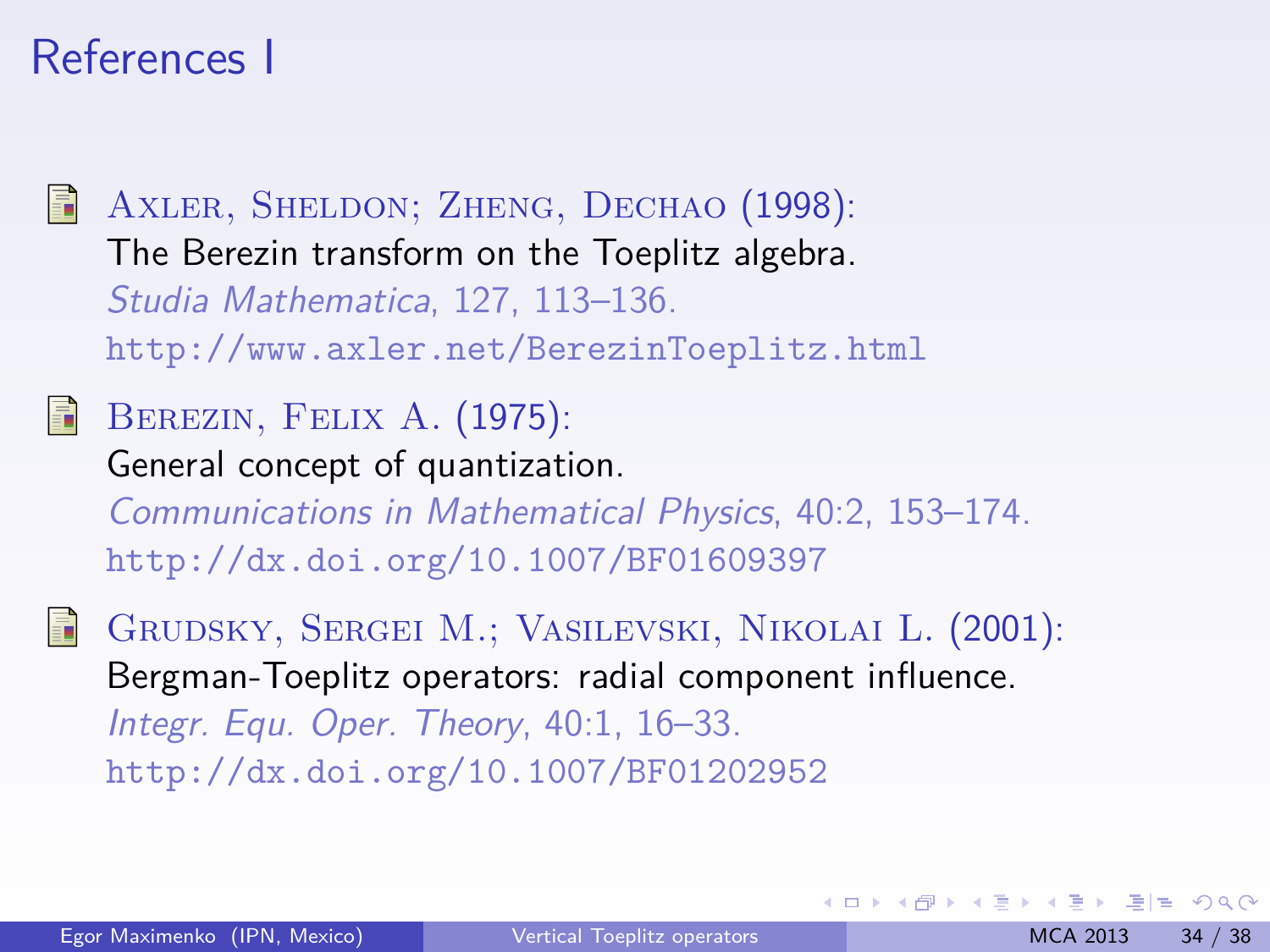# References I

- Axler, Sheldon; Zheng, Dechao (1998):
  The Berezin transform on the Toeplitz algebra.
  *Studia Mathematica*, 127, 113–136.
  http://www.axler.net/BerezinToeplitz.html

- Berezin, Felix A. (1975):
  General concept of quantization.
  *Communications in Mathematical Physics*, 40:2, 153–174.
  http://dx.doi.org/10.1007/BF01609397

- Grudsky, Sergei M.; Vasilevski, Nikolai L. (2001):
  Bergman-Toeplitz operators: radial component influence.
  *Integr. Equ. Oper. Theory*, 40:1, 16–33.
  http://dx.doi.org/10.1007/BF01202952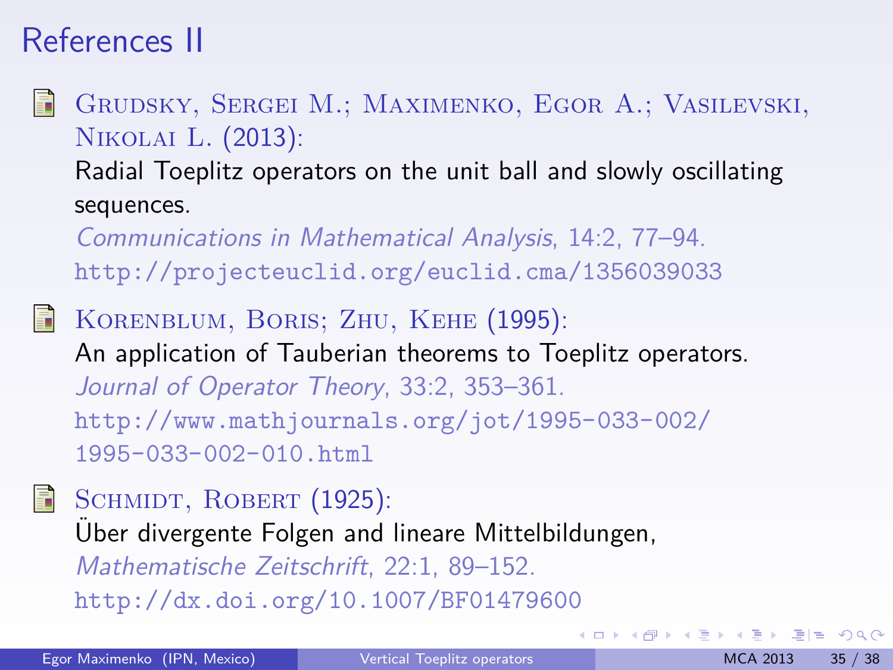# References II

- GRUDSKY, SERGEI M.; MAXIMENKO, EGOR A.; VASILEVSKI, NIKOLAI L. (2013):
  Radial Toeplitz operators on the unit ball and slowly oscillating sequences.
  *Communications in Mathematical Analysis*, 14:2, 77–94.
  http://projecteuclid.org/euclid.cma/1356039033

- KORENBLUM, BORIS; ZHU, KEHE (1995):
  An application of Tauberian theorems to Toeplitz operators.
  *Journal of Operator Theory*, 33:2, 353–361.
  http://www.mathjournals.org/jot/1995-033-002/1995-033-002-010.html

- SCHMIDT, ROBERT (1925):
  Über divergente Folgen and lineare Mittelbildungen,
  *Mathematische Zeitschrift*, 22:1, 89–152.
  http://dx.doi.org/10.1007/BF01479600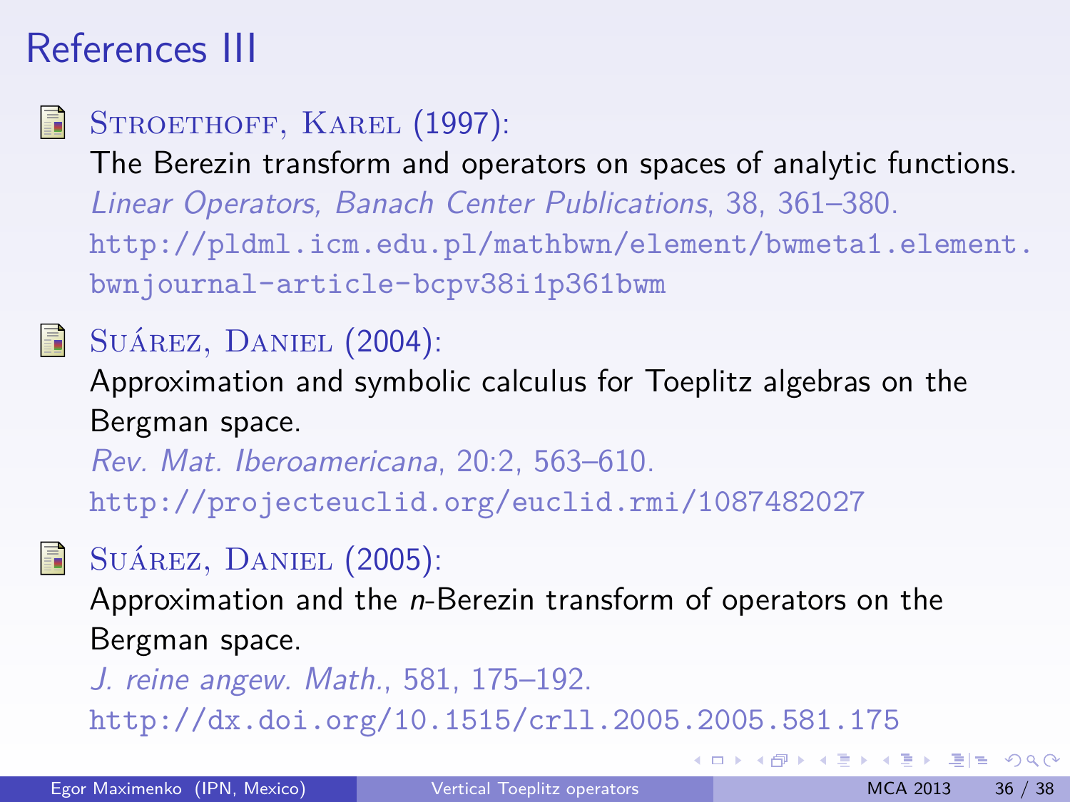# References III

- STROETHOFF, KAREL (1997):
  The Berezin transform and operators on spaces of analytic functions.
  *Linear Operators, Banach Center Publications*, 38, 361–380.
  `http://pldml.icm.edu.pl/mathbwn/element/bwmeta1.element.bwnjournal-article-bcpv38i1p361bwm`

- SUÁREZ, DANIEL (2004):
  Approximation and symbolic calculus for Toeplitz algebras on the Bergman space.
  *Rev. Mat. Iberoamericana*, 20:2, 563–610.
  `http://projecteuclid.org/euclid.rmi/1087482027`

- SUÁREZ, DANIEL (2005):
  Approximation and the $n$-Berezin transform of operators on the Bergman space.
  *J. reine angew. Math.*, 581, 175–192.
  `http://dx.doi.org/10.1515/crll.2005.2005.581.175`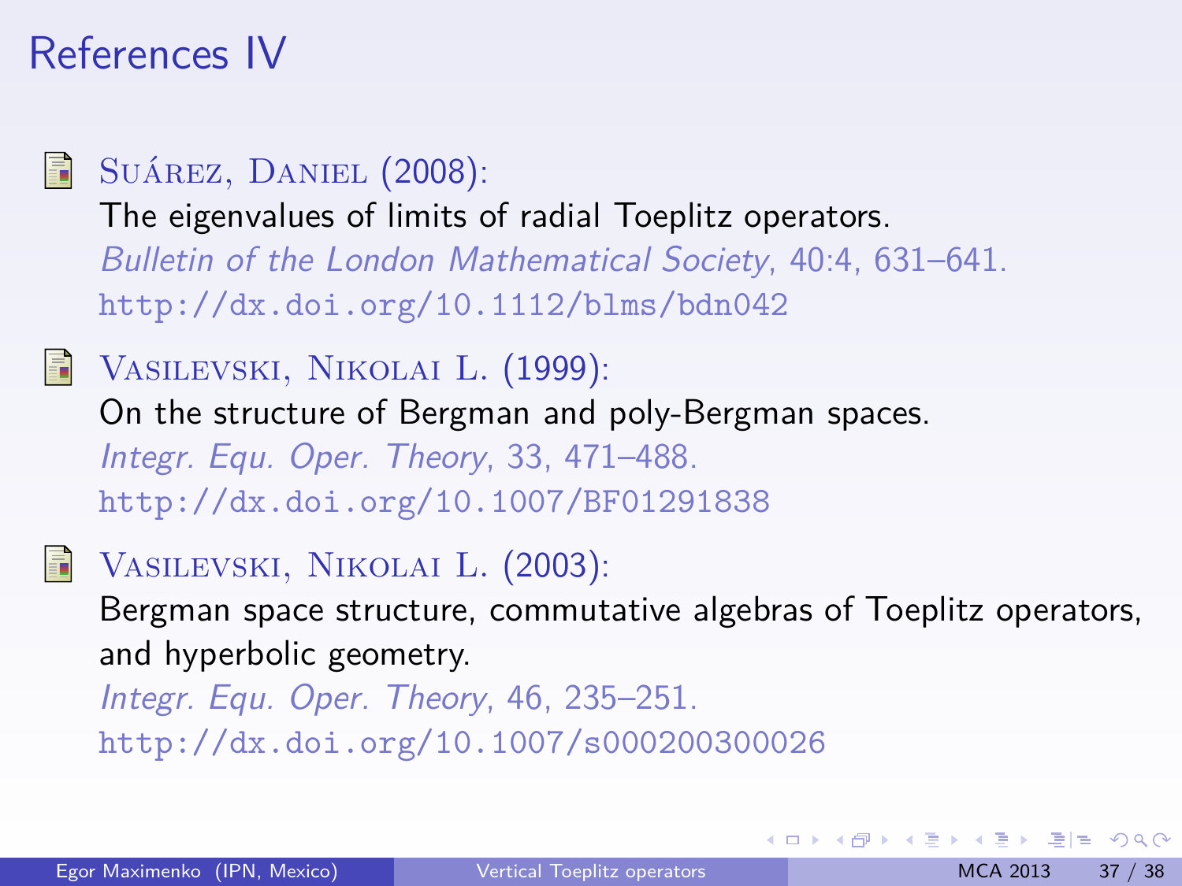# References IV

- Suárez, Daniel (2008):
  The eigenvalues of limits of radial Toeplitz operators.
  *Bulletin of the London Mathematical Society*, 40:4, 631–641.
  http://dx.doi.org/10.1112/blms/bdn042

- Vasilevski, Nikolai L. (1999):
  On the structure of Bergman and poly-Bergman spaces.
  *Integr. Equ. Oper. Theory*, 33, 471–488.
  http://dx.doi.org/10.1007/BF01291838

- Vasilevski, Nikolai L. (2003):
  Bergman space structure, commutative algebras of Toeplitz operators, and hyperbolic geometry.
  *Integr. Equ. Oper. Theory*, 46, 235–251.
  http://dx.doi.org/10.1007/s000200300026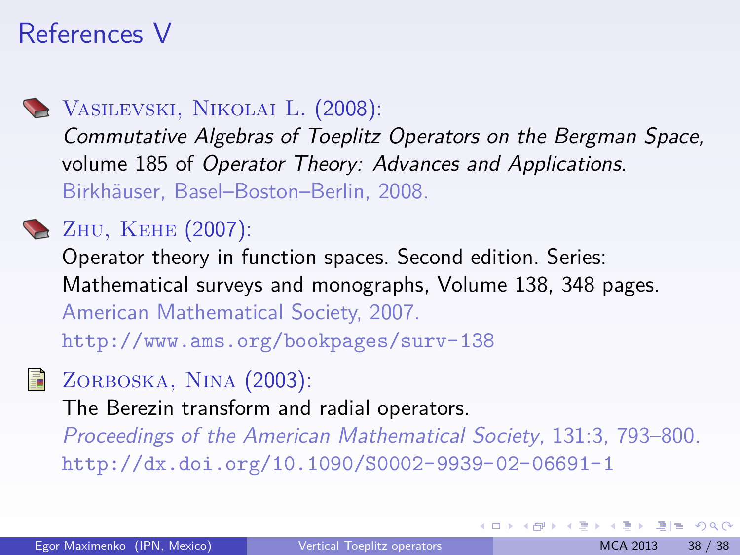# References V

VASILEVSKI, NIKOLAI L. (2008):
*Commutative Algebras of Toeplitz Operators on the Bergman Space*, volume 185 of *Operator Theory: Advances and Applications*.
Birkhäuser, Basel–Boston–Berlin, 2008.

ZHU, KEHE (2007):
Operator theory in function spaces. Second edition. Series: Mathematical surveys and monographs, Volume 138, 348 pages.
American Mathematical Society, 2007.
http://www.ams.org/bookpages/surv-138

ZORBOSKA, NINA (2003):
The Berezin transform and radial operators.
*Proceedings of the American Mathematical Society*, 131:3, 793–800.
http://dx.doi.org/10.1090/S0002-9939-02-06691-1